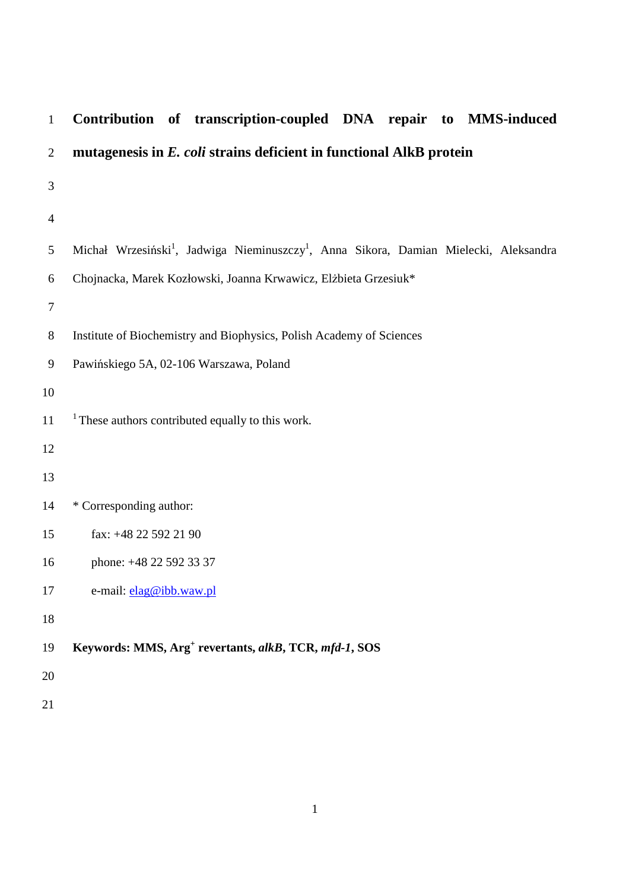# Contribution of transcription-coupled DNA repair to MMS-induced mutagenesis in *E. coli* strains deficient in functional AlkB protein

Michał Wrzesiński[1], Jadwiga Nieminuszczy[1], Anna Sikora, Damian Mielecki, Aleksandra Chojnacka, Marek Kozłowski, Joanna Krwawicz, Elżbieta Grzesiuk*

Institute of Biochemistry and Biophysics, Polish Academy of Sciences

Pawińskiego 5A, 02-106 Warszawa, Poland

[1] These authors contributed equally to this work.

\* Corresponding author:

fax: +48 22 592 21 90

phone: +48 22 592 33 37

e-mail: elag@ibb.waw.pl

**Keywords: MMS, Arg[+] revertants, *alkB*, TCR, *mfd-1*, SOS**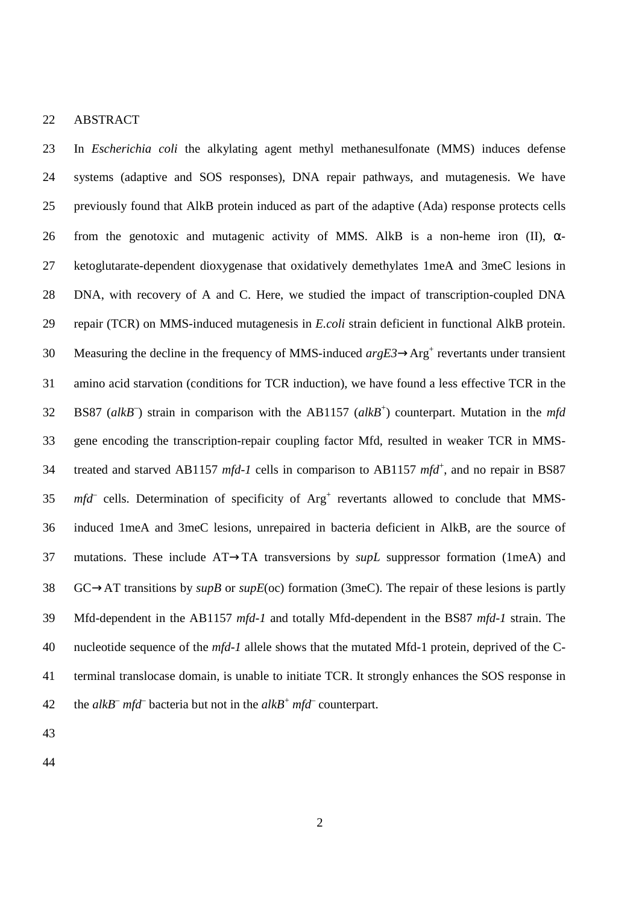## ABSTRACT

In *Escherichia coli* the alkylating agent methyl methanesulfonate (MMS) induces defense systems (adaptive and SOS responses), DNA repair pathways, and mutagenesis. We have previously found that AlkB protein induced as part of the adaptive (Ada) response protects cells from the genotoxic and mutagenic activity of MMS. AlkB is a non-heme iron (II), α-ketoglutarate-dependent dioxygenase that oxidatively demethylates 1meA and 3meC lesions in DNA, with recovery of A and C. Here, we studied the impact of transcription-coupled DNA repair (TCR) on MMS-induced mutagenesis in *E.coli* strain deficient in functional AlkB protein. Measuring the decline in the frequency of MMS-induced *argE3*→Arg$^{+}$ revertants under transient amino acid starvation (conditions for TCR induction), we have found a less effective TCR in the BS87 (*alkB*$^{-}$) strain in comparison with the AB1157 (*alkB*$^{+}$) counterpart. Mutation in the *mfd* gene encoding the transcription-repair coupling factor Mfd, resulted in weaker TCR in MMS-treated and starved AB1157 *mfd-1* cells in comparison to AB1157 *mfd*$^{+}$, and no repair in BS87 *mfd*$^{-}$ cells. Determination of specificity of Arg$^{+}$ revertants allowed to conclude that MMS-induced 1meA and 3meC lesions, unrepaired in bacteria deficient in AlkB, are the source of mutations. These include AT→TA transversions by *supL* suppressor formation (1meA) and GC→AT transitions by *supB* or *supE*(oc) formation (3meC). The repair of these lesions is partly Mfd-dependent in the AB1157 *mfd-1* and totally Mfd-dependent in the BS87 *mfd-1* strain. The nucleotide sequence of the *mfd-1* allele shows that the mutated Mfd-1 protein, deprived of the C-terminal translocase domain, is unable to initiate TCR. It strongly enhances the SOS response in the *alkB*$^{-}$ *mfd*$^{-}$ bacteria but not in the *alkB*$^{+}$ *mfd*$^{-}$ counterpart.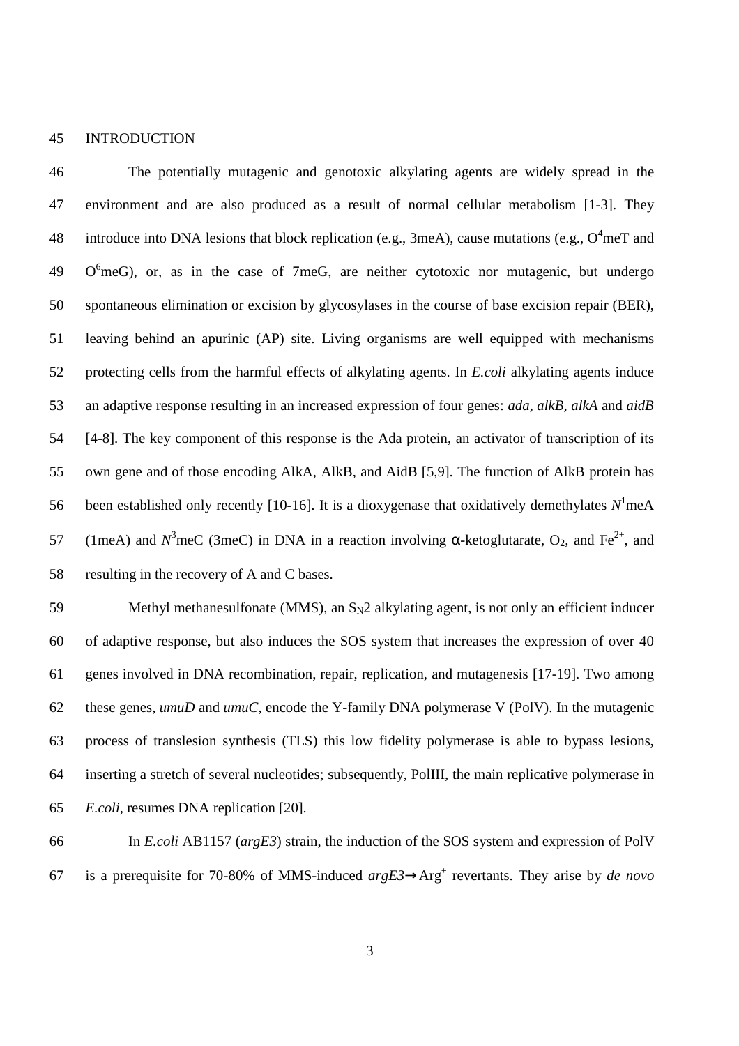## INTRODUCTION

The potentially mutagenic and genotoxic alkylating agents are widely spread in the environment and are also produced as a result of normal cellular metabolism [1-3]. They introduce into DNA lesions that block replication (e.g., 3meA), cause mutations (e.g., $O^4$meT and $O^6$meG), or, as in the case of 7meG, are neither cytotoxic nor mutagenic, but undergo spontaneous elimination or excision by glycosylases in the course of base excision repair (BER), leaving behind an apurinic (AP) site. Living organisms are well equipped with mechanisms protecting cells from the harmful effects of alkylating agents. In *E.coli* alkylating agents induce an adaptive response resulting in an increased expression of four genes: *ada*, *alkB*, *alkA* and *aidB* [4-8]. The key component of this response is the Ada protein, an activator of transcription of its own gene and of those encoding AlkA, AlkB, and AidB [5,9]. The function of AlkB protein has been established only recently [10-16]. It is a dioxygenase that oxidatively demethylates $N^1$meA (1meA) and $N^3$meC (3meC) in DNA in a reaction involving α-ketoglutarate, $O_2$, and $Fe^{2+}$, and resulting in the recovery of A and C bases.

Methyl methanesulfonate (MMS), an $S_N2$ alkylating agent, is not only an efficient inducer of adaptive response, but also induces the SOS system that increases the expression of over 40 genes involved in DNA recombination, repair, replication, and mutagenesis [17-19]. Two among these genes, *umuD* and *umuC*, encode the Y-family DNA polymerase V (PolV). In the mutagenic process of translesion synthesis (TLS) this low fidelity polymerase is able to bypass lesions, inserting a stretch of several nucleotides; subsequently, PolIII, the main replicative polymerase in *E.coli*, resumes DNA replication [20].

In *E.coli* AB1157 (*argE3*) strain, the induction of the SOS system and expression of PolV is a prerequisite for 70-80% of MMS-induced *argE3*→Arg$^+$ revertants. They arise by *de novo*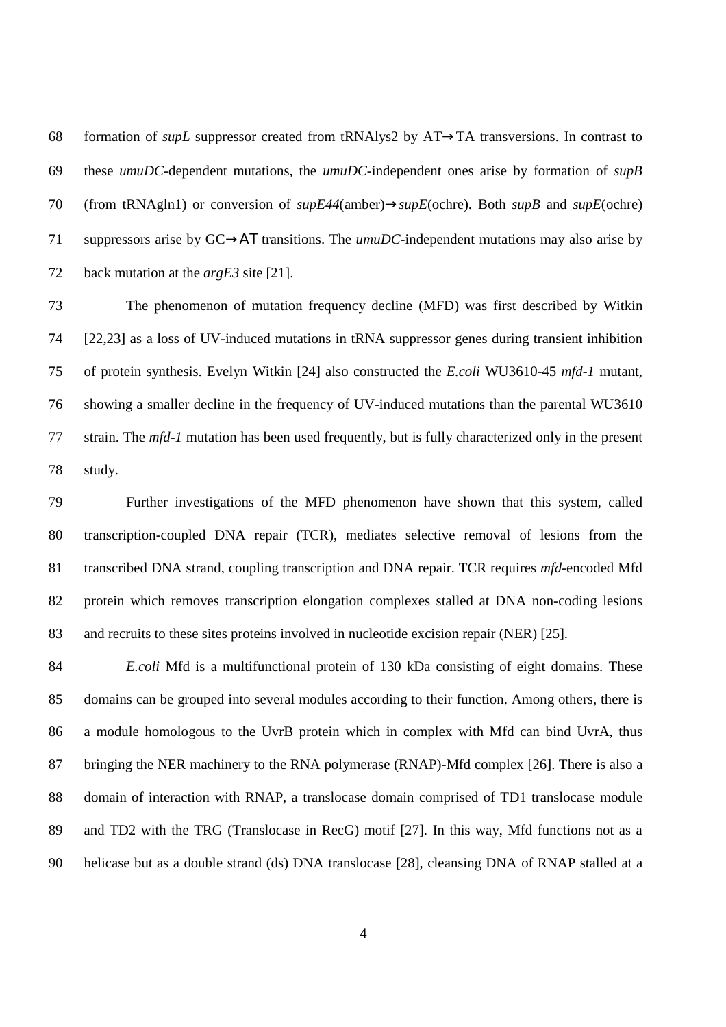formation of *supL* suppressor created from tRNAlys2 by AT→TA transversions. In contrast to these *umuDC*-dependent mutations, the *umuDC*-independent ones arise by formation of *supB* (from tRNAgln1) or conversion of *supE44*(amber)→*supE*(ochre). Both *supB* and *supE*(ochre) suppressors arise by GC→AT transitions. The *umuDC*-independent mutations may also arise by back mutation at the *argE3* site [21].

The phenomenon of mutation frequency decline (MFD) was first described by Witkin [22,23] as a loss of UV-induced mutations in tRNA suppressor genes during transient inhibition of protein synthesis. Evelyn Witkin [24] also constructed the *E.coli* WU3610-45 *mfd-1* mutant, showing a smaller decline in the frequency of UV-induced mutations than the parental WU3610 strain. The *mfd-1* mutation has been used frequently, but is fully characterized only in the present study.

Further investigations of the MFD phenomenon have shown that this system, called transcription-coupled DNA repair (TCR), mediates selective removal of lesions from the transcribed DNA strand, coupling transcription and DNA repair. TCR requires *mfd*-encoded Mfd protein which removes transcription elongation complexes stalled at DNA non-coding lesions and recruits to these sites proteins involved in nucleotide excision repair (NER) [25].

*E.coli* Mfd is a multifunctional protein of 130 kDa consisting of eight domains. These domains can be grouped into several modules according to their function. Among others, there is a module homologous to the UvrB protein which in complex with Mfd can bind UvrA, thus bringing the NER machinery to the RNA polymerase (RNAP)-Mfd complex [26]. There is also a domain of interaction with RNAP, a translocase domain comprised of TD1 translocase module and TD2 with the TRG (Translocase in RecG) motif [27]. In this way, Mfd functions not as a helicase but as a double strand (ds) DNA translocase [28], cleansing DNA of RNAP stalled at a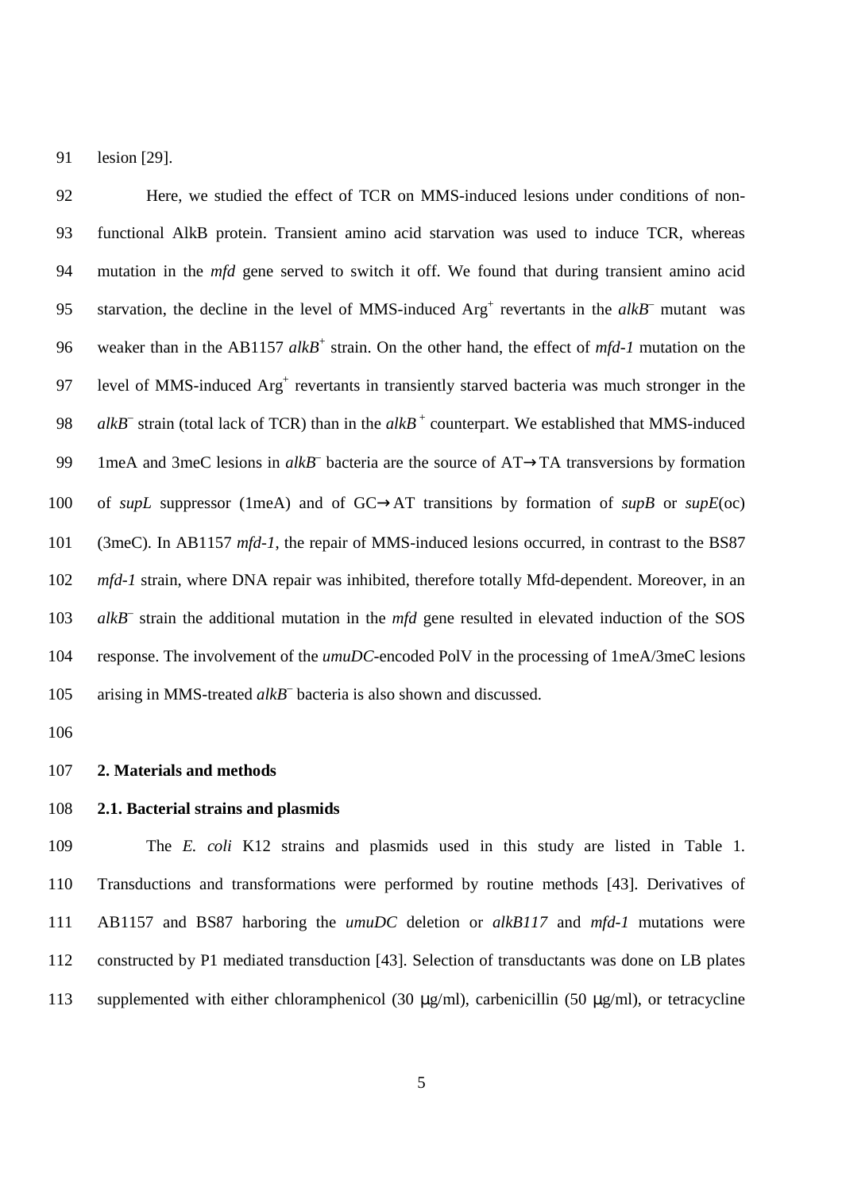lesion [29].

Here, we studied the effect of TCR on MMS-induced lesions under conditions of non-functional AlkB protein. Transient amino acid starvation was used to induce TCR, whereas mutation in the *mfd* gene served to switch it off. We found that during transient amino acid starvation, the decline in the level of MMS-induced $Arg^+$ revertants in the *alkB*$^-$ mutant was weaker than in the AB1157 *alkB*$^+$ strain. On the other hand, the effect of *mfd-1* mutation on the level of MMS-induced $Arg^+$ revertants in transiently starved bacteria was much stronger in the *alkB*$^-$ strain (total lack of TCR) than in the *alkB*$^+$ counterpart. We established that MMS-induced 1meA and 3meC lesions in *alkB*$^-$ bacteria are the source of AT→TA transversions by formation of *supL* suppressor (1meA) and of GC→AT transitions by formation of *supB* or *supE*(oc) (3meC). In AB1157 *mfd-1*, the repair of MMS-induced lesions occurred, in contrast to the BS87 *mfd-1* strain, where DNA repair was inhibited, therefore totally Mfd-dependent. Moreover, in an *alkB*$^-$ strain the additional mutation in the *mfd* gene resulted in elevated induction of the SOS response. The involvement of the *umuDC*-encoded PolV in the processing of 1meA/3meC lesions arising in MMS-treated *alkB*$^-$ bacteria is also shown and discussed.

## 2. Materials and methods

### 2.1. Bacterial strains and plasmids

The *E. coli* K12 strains and plasmids used in this study are listed in Table 1. Transductions and transformations were performed by routine methods [43]. Derivatives of AB1157 and BS87 harboring the *umuDC* deletion or *alkB117* and *mfd-1* mutations were constructed by P1 mediated transduction [43]. Selection of transductants was done on LB plates supplemented with either chloramphenicol (30 μg/ml), carbenicillin (50 μg/ml), or tetracycline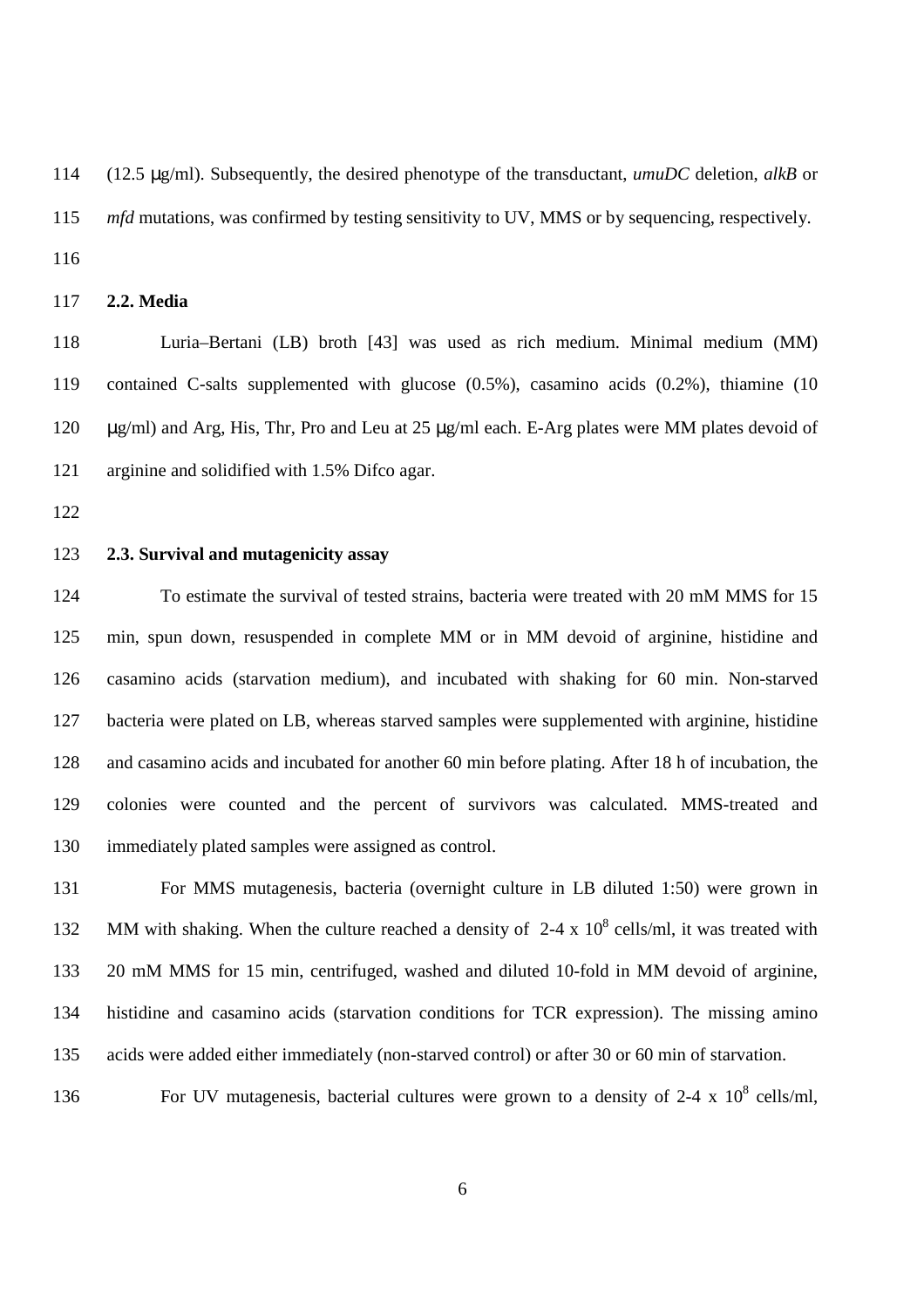(12.5 μg/ml). Subsequently, the desired phenotype of the transductant, *umuDC* deletion, *alkB* or *mfd* mutations, was confirmed by testing sensitivity to UV, MMS or by sequencing, respectively.

### 2.2. Media

Luria–Bertani (LB) broth [43] was used as rich medium. Minimal medium (MM) contained C-salts supplemented with glucose (0.5%), casamino acids (0.2%), thiamine (10 μg/ml) and Arg, His, Thr, Pro and Leu at 25 μg/ml each. E-Arg plates were MM plates devoid of arginine and solidified with 1.5% Difco agar.

### 2.3. Survival and mutagenicity assay

To estimate the survival of tested strains, bacteria were treated with 20 mM MMS for 15 min, spun down, resuspended in complete MM or in MM devoid of arginine, histidine and casamino acids (starvation medium), and incubated with shaking for 60 min. Non-starved bacteria were plated on LB, whereas starved samples were supplemented with arginine, histidine and casamino acids and incubated for another 60 min before plating. After 18 h of incubation, the colonies were counted and the percent of survivors was calculated. MMS-treated and immediately plated samples were assigned as control.

For MMS mutagenesis, bacteria (overnight culture in LB diluted 1:50) were grown in MM with shaking. When the culture reached a density of 2-4 x $10^8$ cells/ml, it was treated with 20 mM MMS for 15 min, centrifuged, washed and diluted 10-fold in MM devoid of arginine, histidine and casamino acids (starvation conditions for TCR expression). The missing amino acids were added either immediately (non-starved control) or after 30 or 60 min of starvation.

For UV mutagenesis, bacterial cultures were grown to a density of 2-4 x $10^8$ cells/ml,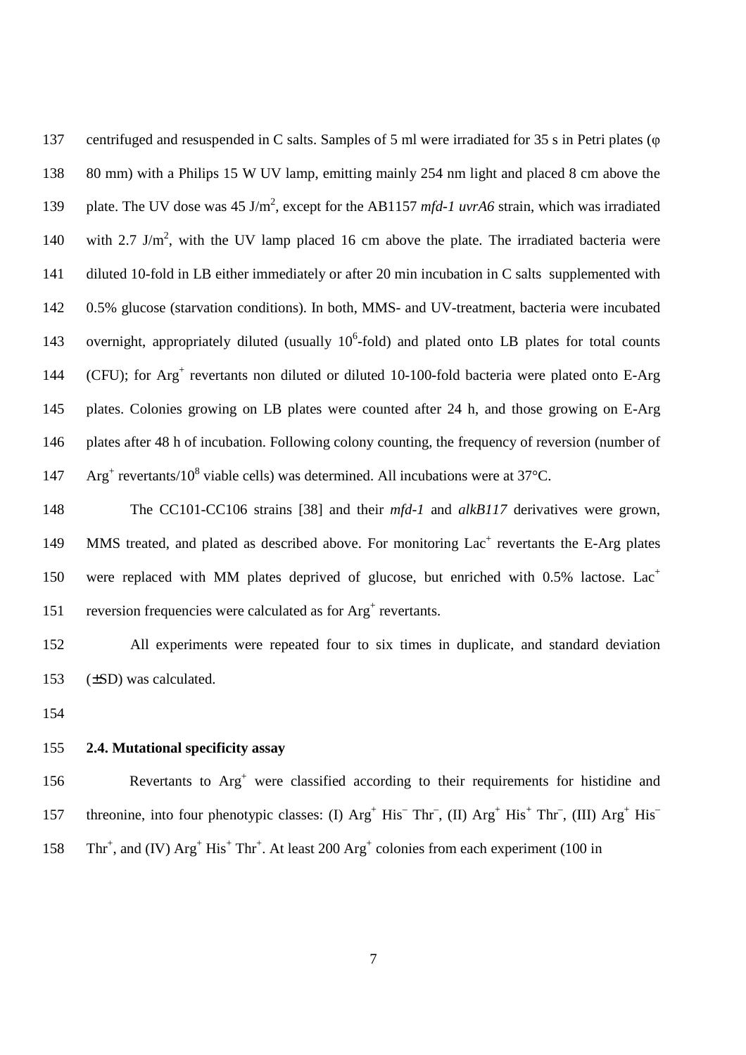centrifuged and resuspended in C salts. Samples of 5 ml were irradiated for 35 s in Petri plates (φ 80 mm) with a Philips 15 W UV lamp, emitting mainly 254 nm light and placed 8 cm above the plate. The UV dose was 45 $J/m^2$, except for the AB1157 *mfd-1 uvrA6* strain, which was irradiated with 2.7 $J/m^2$, with the UV lamp placed 16 cm above the plate. The irradiated bacteria were diluted 10-fold in LB either immediately or after 20 min incubation in C salts supplemented with 0.5% glucose (starvation conditions). In both, MMS- and UV-treatment, bacteria were incubated overnight, appropriately diluted (usually $10^6$-fold) and plated onto LB plates for total counts (CFU); for $Arg^+$ revertants non diluted or diluted 10-100-fold bacteria were plated onto E-Arg plates. Colonies growing on LB plates were counted after 24 h, and those growing on E-Arg plates after 48 h of incubation. Following colony counting, the frequency of reversion (number of $Arg^+$ revertants/$10^8$ viable cells) was determined. All incubations were at 37°C.

The CC101-CC106 strains [38] and their *mfd-1* and *alkB117* derivatives were grown, MMS treated, and plated as described above. For monitoring $Lac^+$ revertants the E-Arg plates were replaced with MM plates deprived of glucose, but enriched with 0.5% lactose. $Lac^+$ reversion frequencies were calculated as for $Arg^+$ revertants.

All experiments were repeated four to six times in duplicate, and standard deviation (±SD) was calculated.

### 2.4. Mutational specificity assay

Revertants to $Arg^+$ were classified according to their requirements for histidine and threonine, into four phenotypic classes: (I) $Arg^+$ $His^-$ $Thr^-$, (II) $Arg^+$ $His^+$ $Thr^-$, (III) $Arg^+$ $His^-$ $Thr^+$, and (IV) $Arg^+$ $His^+$ $Thr^+$. At least 200 $Arg^+$ colonies from each experiment (100 in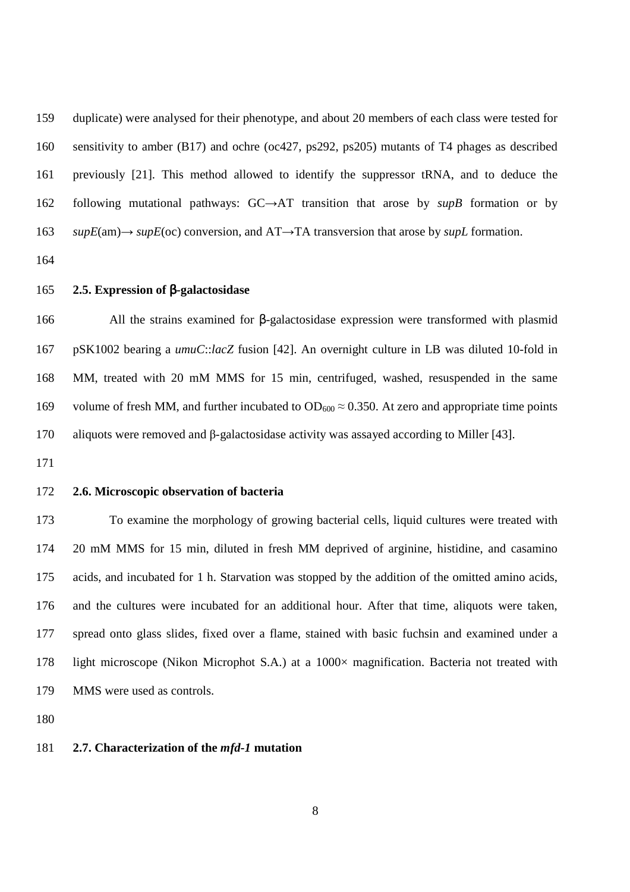duplicate) were analysed for their phenotype, and about 20 members of each class were tested for sensitivity to amber (B17) and ochre (oc427, ps292, ps205) mutants of T4 phages as described previously [21]. This method allowed to identify the suppressor tRNA, and to deduce the following mutational pathways: GC→AT transition that arose by *supB* formation or by *supE*(am)→ *supE*(oc) conversion, and AT→TA transversion that arose by *supL* formation.

### 2.5. Expression of β-galactosidase

All the strains examined for β-galactosidase expression were transformed with plasmid pSK1002 bearing a *umuC*::*lacZ* fusion [42]. An overnight culture in LB was diluted 10-fold in MM, treated with 20 mM MMS for 15 min, centrifuged, washed, resuspended in the same volume of fresh MM, and further incubated to $OD_{600} \approx 0.350$. At zero and appropriate time points aliquots were removed and β-galactosidase activity was assayed according to Miller [43].

### 2.6. Microscopic observation of bacteria

To examine the morphology of growing bacterial cells, liquid cultures were treated with 20 mM MMS for 15 min, diluted in fresh MM deprived of arginine, histidine, and casamino acids, and incubated for 1 h. Starvation was stopped by the addition of the omitted amino acids, and the cultures were incubated for an additional hour. After that time, aliquots were taken, spread onto glass slides, fixed over a flame, stained with basic fuchsin and examined under a light microscope (Nikon Microphot S.A.) at a 1000× magnification. Bacteria not treated with MMS were used as controls.

### 2.7. Characterization of the *mfd-1* mutation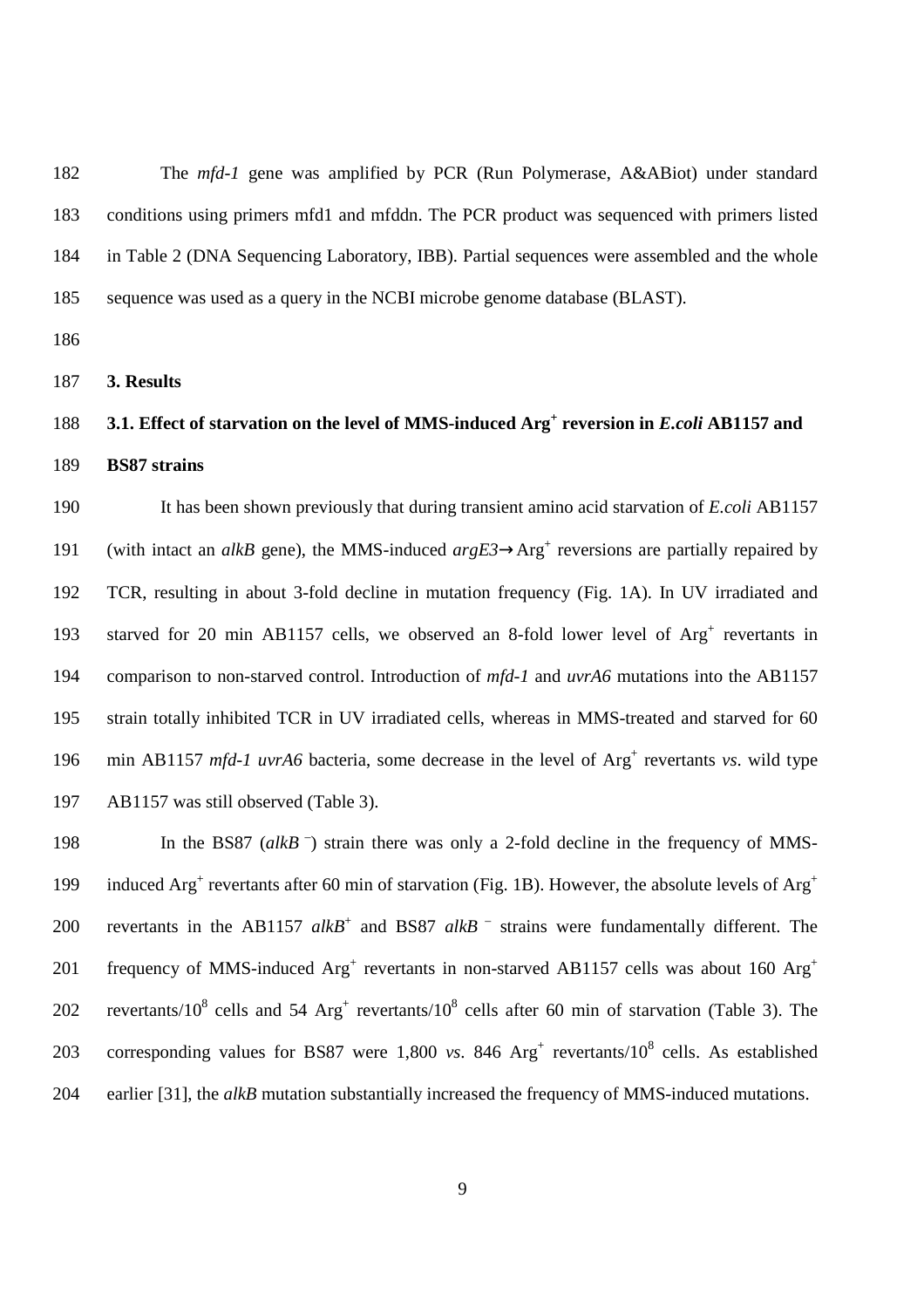The *mfd-1* gene was amplified by PCR (Run Polymerase, A&ABiot) under standard conditions using primers mfd1 and mfddn. The PCR product was sequenced with primers listed in Table 2 (DNA Sequencing Laboratory, IBB). Partial sequences were assembled and the whole sequence was used as a query in the NCBI microbe genome database (BLAST).

## 3. Results

### 3.1. Effect of starvation on the level of MMS-induced $Arg^+$ reversion in *E.coli* AB1157 and BS87 strains

It has been shown previously that during transient amino acid starvation of *E.coli* AB1157 (with intact an *alkB* gene), the MMS-induced *argE3*→$Arg^+$ reversions are partially repaired by TCR, resulting in about 3-fold decline in mutation frequency (Fig. 1A). In UV irradiated and starved for 20 min AB1157 cells, we observed an 8-fold lower level of $Arg^+$ revertants in comparison to non-starved control. Introduction of *mfd-1* and *uvrA6* mutations into the AB1157 strain totally inhibited TCR in UV irradiated cells, whereas in MMS-treated and starved for 60 min AB1157 *mfd-1 uvrA6* bacteria, some decrease in the level of $Arg^+$ revertants *vs.* wild type AB1157 was still observed (Table 3).

In the BS87 (*alkB* $^-$) strain there was only a 2-fold decline in the frequency of MMS-induced $Arg^+$ revertants after 60 min of starvation (Fig. 1B). However, the absolute levels of $Arg^+$ revertants in the AB1157 *alkB*$^+$ and BS87 *alkB* $^-$ strains were fundamentally different. The frequency of MMS-induced $Arg^+$ revertants in non-starved AB1157 cells was about 160 $Arg^+$ revertants/$10^8$ cells and 54 $Arg^+$ revertants/$10^8$ cells after 60 min of starvation (Table 3). The corresponding values for BS87 were 1,800 *vs.* 846 $Arg^+$ revertants/$10^8$ cells. As established earlier [31], the *alkB* mutation substantially increased the frequency of MMS-induced mutations.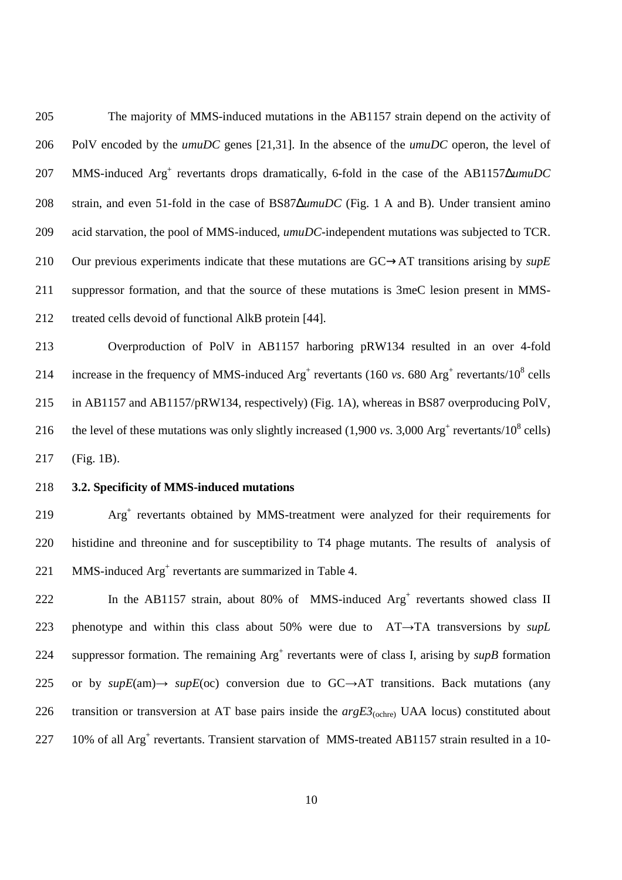The majority of MMS-induced mutations in the AB1157 strain depend on the activity of PolV encoded by the *umuDC* genes [21,31]. In the absence of the *umuDC* operon, the level of MMS-induced $Arg^+$ revertants drops dramatically, 6-fold in the case of the AB1157Δ*umuDC* strain, and even 51-fold in the case of BS87Δ*umuDC* (Fig. 1 A and B). Under transient amino acid starvation, the pool of MMS-induced, *umuDC*-independent mutations was subjected to TCR. Our previous experiments indicate that these mutations are GC→AT transitions arising by *supE* suppressor formation, and that the source of these mutations is 3meC lesion present in MMS-treated cells devoid of functional AlkB protein [44].

Overproduction of PolV in AB1157 harboring pRW134 resulted in an over 4-fold increase in the frequency of MMS-induced $Arg^+$ revertants (160 *vs*. 680 $Arg^+$ revertants/$10^8$ cells in AB1157 and AB1157/pRW134, respectively) (Fig. 1A), whereas in BS87 overproducing PolV, the level of these mutations was only slightly increased (1,900 *vs*. 3,000 $Arg^+$ revertants/$10^8$ cells) (Fig. 1B).

### 3.2. Specificity of MMS-induced mutations

$Arg^+$ revertants obtained by MMS-treatment were analyzed for their requirements for histidine and threonine and for susceptibility to T4 phage mutants. The results of analysis of MMS-induced $Arg^+$ revertants are summarized in Table 4.

In the AB1157 strain, about 80% of MMS-induced $Arg^+$ revertants showed class II phenotype and within this class about 50% were due to AT→TA transversions by *supL* suppressor formation. The remaining $Arg^+$ revertants were of class I, arising by *supB* formation or by *supE*(am)→ *supE*(oc) conversion due to GC→AT transitions. Back mutations (any transition or transversion at AT base pairs inside the *argE3*$_{(ochre)}$ UAA locus) constituted about 10% of all $Arg^+$ revertants. Transient starvation of MMS-treated AB1157 strain resulted in a 10-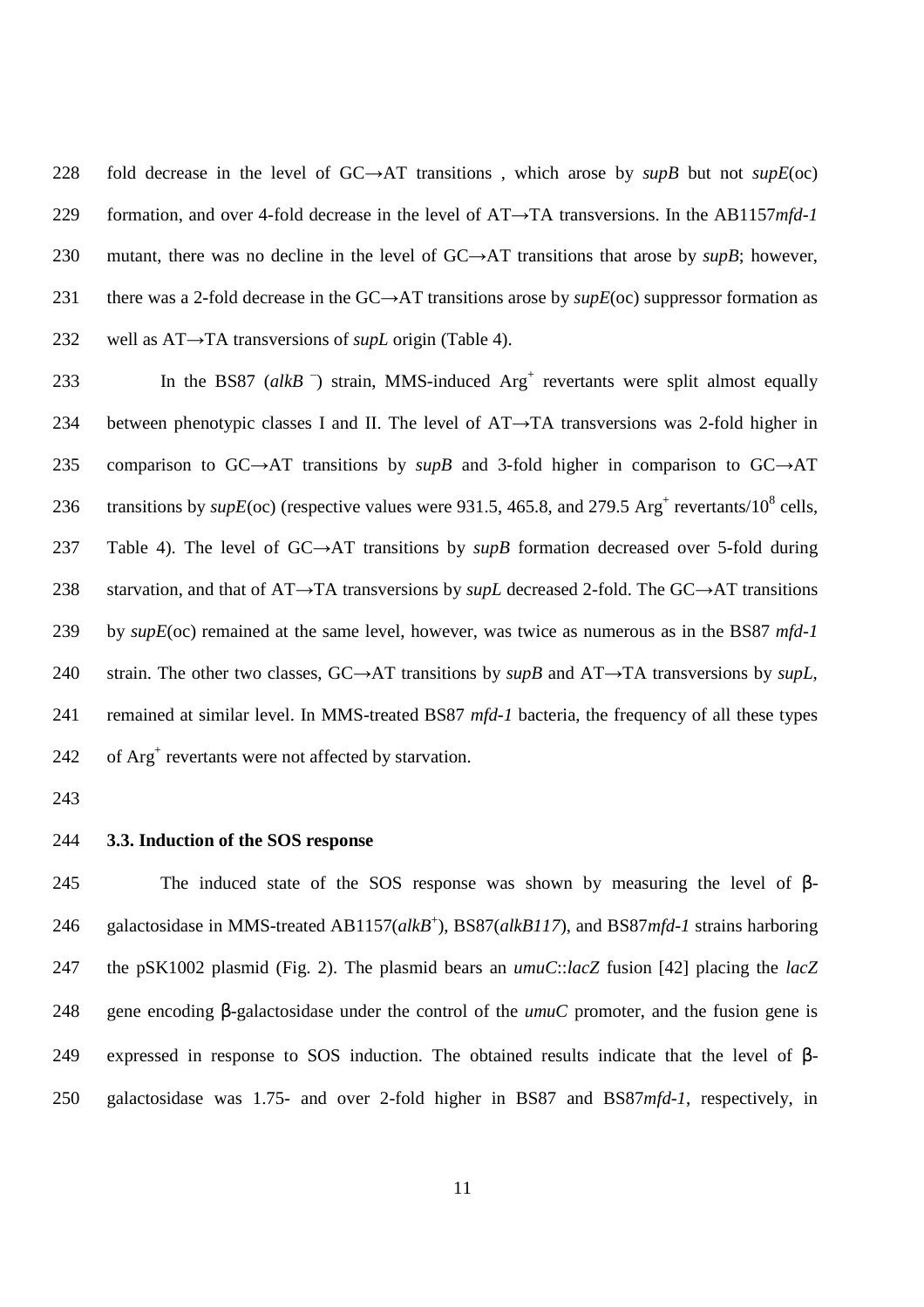fold decrease in the level of GC→AT transitions , which arose by *supB* but not *supE*(oc) formation, and over 4-fold decrease in the level of AT→TA transversions. In the AB1157*mfd-1* mutant, there was no decline in the level of GC→AT transitions that arose by *supB*; however, there was a 2-fold decrease in the GC→AT transitions arose by *supE*(oc) suppressor formation as well as AT→TA transversions of *supL* origin (Table 4).

In the BS87 (*alkB* $^{-}$) strain, MMS-induced Arg$^{+}$ revertants were split almost equally between phenotypic classes I and II. The level of AT→TA transversions was 2-fold higher in comparison to GC→AT transitions by *supB* and 3-fold higher in comparison to GC→AT transitions by *supE*(oc) (respective values were 931.5, 465.8, and 279.5 Arg$^{+}$ revertants/$10^{8}$ cells, Table 4). The level of GC→AT transitions by *supB* formation decreased over 5-fold during starvation, and that of AT→TA transversions by *supL* decreased 2-fold. The GC→AT transitions by *supE*(oc) remained at the same level, however, was twice as numerous as in the BS87 *mfd-1* strain. The other two classes, GC→AT transitions by *supB* and AT→TA transversions by *supL*, remained at similar level. In MMS-treated BS87 *mfd-1* bacteria, the frequency of all these types of Arg$^{+}$ revertants were not affected by starvation.

### 3.3. Induction of the SOS response

The induced state of the SOS response was shown by measuring the level of β-galactosidase in MMS-treated AB1157(*alkB*$^{+}$), BS87(*alkB117*), and BS87*mfd-1* strains harboring the pSK1002 plasmid (Fig. 2). The plasmid bears an *umuC*::*lacZ* fusion [42] placing the *lacZ* gene encoding β-galactosidase under the control of the *umuC* promoter, and the fusion gene is expressed in response to SOS induction. The obtained results indicate that the level of β-galactosidase was 1.75- and over 2-fold higher in BS87 and BS87*mfd-1*, respectively, in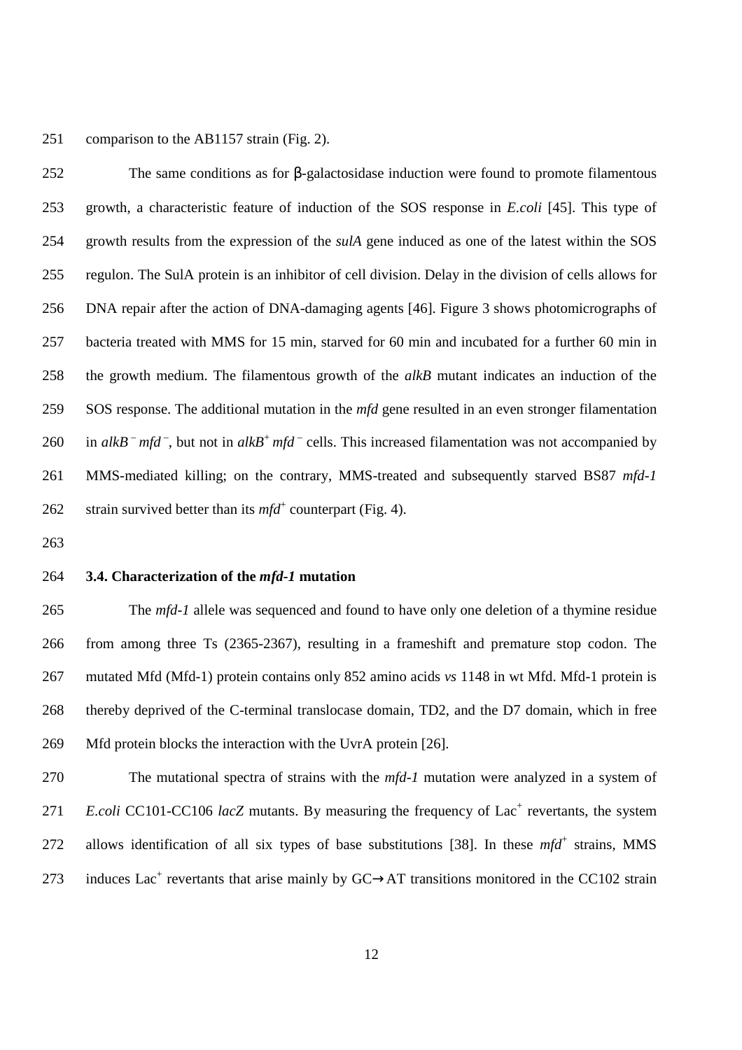comparison to the AB1157 strain (Fig. 2).

The same conditions as for β-galactosidase induction were found to promote filamentous growth, a characteristic feature of induction of the SOS response in *E.coli* [45]. This type of growth results from the expression of the *sulA* gene induced as one of the latest within the SOS regulon. The SulA protein is an inhibitor of cell division. Delay in the division of cells allows for DNA repair after the action of DNA-damaging agents [46]. Figure 3 shows photomicrographs of bacteria treated with MMS for 15 min, starved for 60 min and incubated for a further 60 min in the growth medium. The filamentous growth of the *alkB* mutant indicates an induction of the SOS response. The additional mutation in the *mfd* gene resulted in an even stronger filamentation in $alkB^-$ $mfd^-$, but not in $alkB^+$ $mfd^-$ cells. This increased filamentation was not accompanied by MMS-mediated killing; on the contrary, MMS-treated and subsequently starved BS87 *mfd-1* strain survived better than its $mfd^+$ counterpart (Fig. 4).

### 3.4. Characterization of the *mfd-1* mutation

The *mfd-1* allele was sequenced and found to have only one deletion of a thymine residue from among three Ts (2365-2367), resulting in a frameshift and premature stop codon. The mutated Mfd (Mfd-1) protein contains only 852 amino acids *vs* 1148 in wt Mfd. Mfd-1 protein is thereby deprived of the C-terminal translocase domain, TD2, and the D7 domain, which in free Mfd protein blocks the interaction with the UvrA protein [26].

The mutational spectra of strains with the *mfd-1* mutation were analyzed in a system of *E.coli* CC101-CC106 *lacZ* mutants. By measuring the frequency of $Lac^+$ revertants, the system allows identification of all six types of base substitutions [38]. In these $mfd^+$ strains, MMS induces $Lac^+$ revertants that arise mainly by GC→AT transitions monitored in the CC102 strain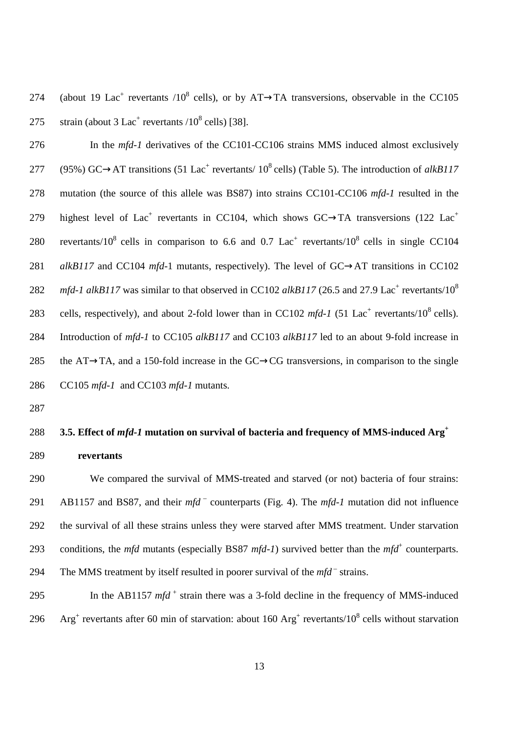(about 19 $Lac^+$ revertants /$10^8$ cells), or by AT→TA transversions, observable in the CC105 strain (about 3 $Lac^+$ revertants /$10^8$ cells) [38].

In the *mfd-1* derivatives of the CC101-CC106 strains MMS induced almost exclusively (95%) GC→AT transitions (51 $Lac^+$ revertants/ $10^8$ cells) (Table 5). The introduction of *alkB117* mutation (the source of this allele was BS87) into strains CC101-CC106 *mfd-1* resulted in the highest level of $Lac^+$ revertants in CC104, which shows GC→TA transversions (122 $Lac^+$ revertants/$10^8$ cells in comparison to 6.6 and 0.7 $Lac^+$ revertants/$10^8$ cells in single CC104 *alkB117* and CC104 *mfd*-1 mutants, respectively). The level of GC→AT transitions in CC102 *mfd-1 alkB117* was similar to that observed in CC102 *alkB117* (26.5 and 27.9 $Lac^+$ revertants/$10^8$ cells, respectively), and about 2-fold lower than in CC102 *mfd-1* (51 $Lac^+$ revertants/$10^8$ cells). Introduction of *mfd-1* to CC105 *alkB117* and CC103 *alkB117* led to an about 9-fold increase in the AT→TA, and a 150-fold increase in the GC→CG transversions, in comparison to the single CC105 *mfd-1* and CC103 *mfd-1* mutants.

### 3.5. Effect of *mfd-1* mutation on survival of bacteria and frequency of MMS-induced $Arg^+$ revertants

We compared the survival of MMS-treated and starved (or not) bacteria of four strains: AB1157 and BS87, and their $mfd^-$ counterparts (Fig. 4). The *mfd-1* mutation did not influence the survival of all these strains unless they were starved after MMS treatment. Under starvation conditions, the *mfd* mutants (especially BS87 *mfd-1*) survived better than the $mfd^+$ counterparts. The MMS treatment by itself resulted in poorer survival of the $mfd^-$ strains.

In the AB1157 $mfd^+$ strain there was a 3-fold decline in the frequency of MMS-induced $Arg^+$ revertants after 60 min of starvation: about 160 $Arg^+$ revertants/$10^8$ cells without starvation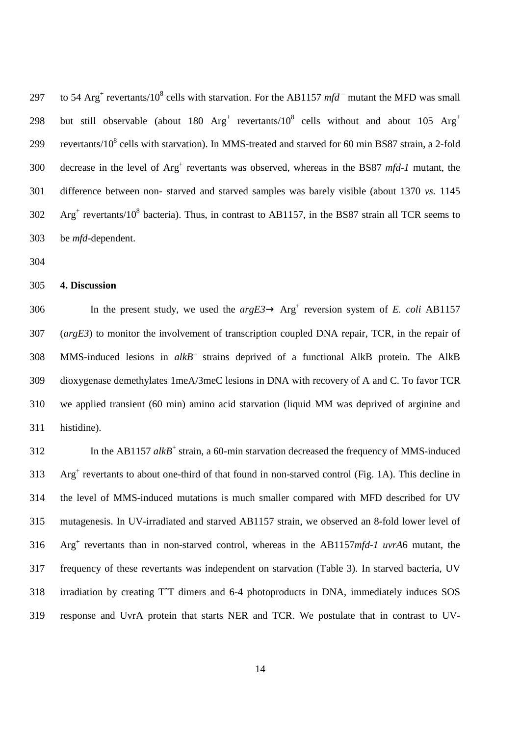to 54 $Arg^+$ revertants/$10^8$ cells with starvation. For the AB1157 *mfd*$^-$ mutant the MFD was small but still observable (about 180 $Arg^+$ revertants/$10^8$ cells without and about 105 $Arg^+$ revertants/$10^8$ cells with starvation). In MMS-treated and starved for 60 min BS87 strain, a 2-fold decrease in the level of $Arg^+$ revertants was observed, whereas in the BS87 *mfd-1* mutant, the difference between non- starved and starved samples was barely visible (about 1370 *vs.* 1145 $Arg^+$ revertants/$10^8$ bacteria). Thus, in contrast to AB1157, in the BS87 strain all TCR seems to be *mfd*-dependent.

## 4. Discussion

In the present study, we used the *argE3*→ $Arg^+$ reversion system of *E. coli* AB1157 (*argE3*) to monitor the involvement of transcription coupled DNA repair, TCR, in the repair of MMS-induced lesions in *alkB*$^-$ strains deprived of a functional AlkB protein. The AlkB dioxygenase demethylates 1meA/3meC lesions in DNA with recovery of A and C. To favor TCR we applied transient (60 min) amino acid starvation (liquid MM was deprived of arginine and histidine).

In the AB1157 *alkB*$^+$ strain, a 60-min starvation decreased the frequency of MMS-induced $Arg^+$ revertants to about one-third of that found in non-starved control (Fig. 1A). This decline in the level of MMS-induced mutations is much smaller compared with MFD described for UV mutagenesis. In UV-irradiated and starved AB1157 strain, we observed an 8-fold lower level of $Arg^+$ revertants than in non-starved control, whereas in the AB1157*mfd-1 uvrA*6 mutant, the frequency of these revertants was independent on starvation (Table 3). In starved bacteria, UV irradiation by creating TˆT dimers and 6-4 photoproducts in DNA, immediately induces SOS response and UvrA protein that starts NER and TCR. We postulate that in contrast to UV-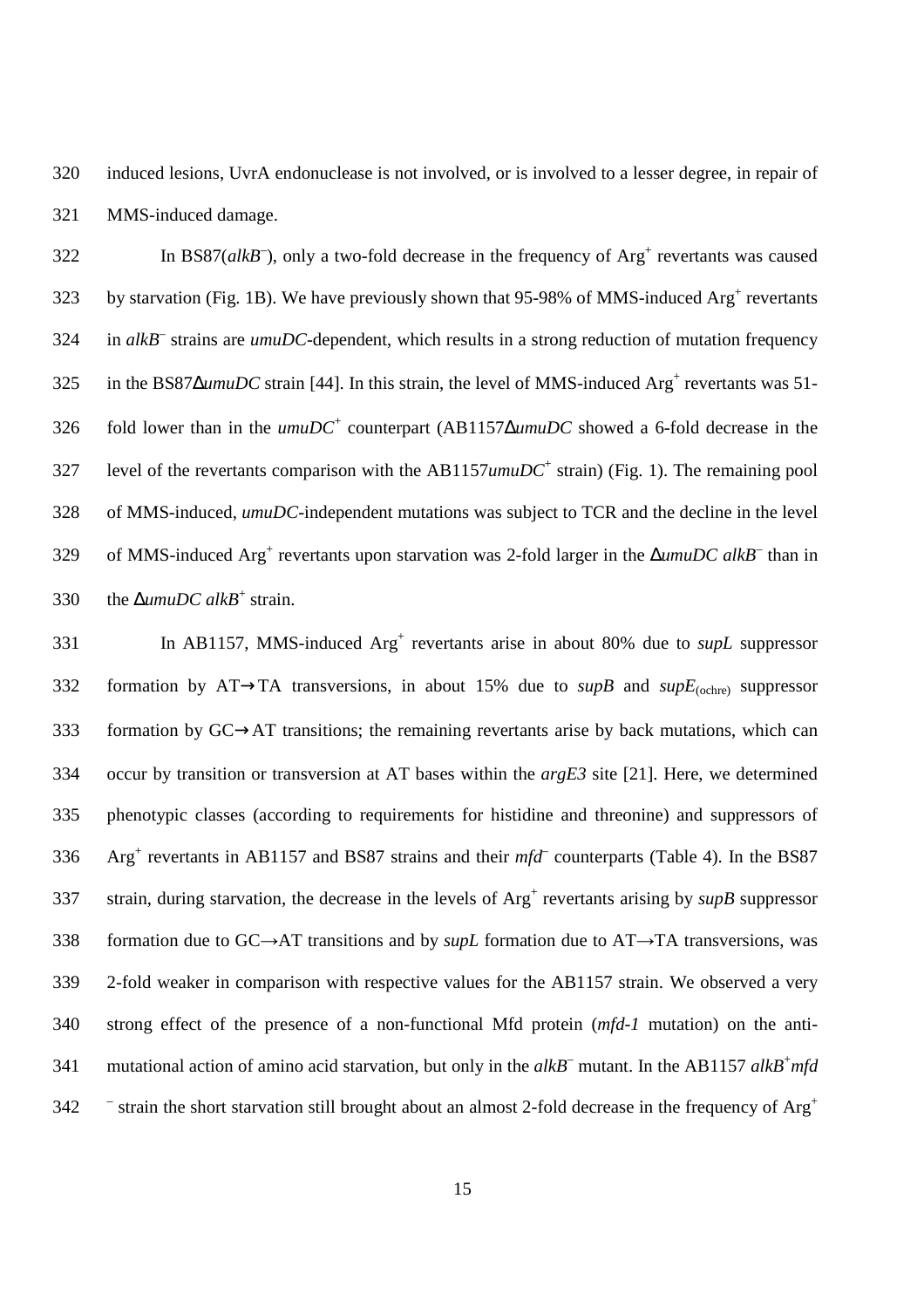induced lesions, UvrA endonuclease is not involved, or is involved to a lesser degree, in repair of MMS-induced damage.

In BS87(*alkB*$^{-}$), only a two-fold decrease in the frequency of Arg$^{+}$ revertants was caused by starvation (Fig. 1B). We have previously shown that 95-98% of MMS-induced Arg$^{+}$ revertants in *alkB*$^{-}$ strains are *umuDC*-dependent, which results in a strong reduction of mutation frequency in the BS87Δ*umuDC* strain [44]. In this strain, the level of MMS-induced Arg$^{+}$ revertants was 51-fold lower than in the *umuDC*$^{+}$ counterpart (AB1157Δ*umuDC* showed a 6-fold decrease in the level of the revertants comparison with the AB1157*umuDC*$^{+}$ strain) (Fig. 1). The remaining pool of MMS-induced, *umuDC*-independent mutations was subject to TCR and the decline in the level of MMS-induced Arg$^{+}$ revertants upon starvation was 2-fold larger in the Δ*umuDC alkB*$^{-}$ than in the Δ*umuDC alkB*$^{+}$ strain.

In AB1157, MMS-induced Arg$^{+}$ revertants arise in about 80% due to *supL* suppressor formation by AT→TA transversions, in about 15% due to *supB* and *supE*$_{(\text{ochre})}$ suppressor formation by GC→AT transitions; the remaining revertants arise by back mutations, which can occur by transition or transversion at AT bases within the *argE3* site [21]. Here, we determined phenotypic classes (according to requirements for histidine and threonine) and suppressors of Arg$^{+}$ revertants in AB1157 and BS87 strains and their *mfd*$^{-}$ counterparts (Table 4). In the BS87 strain, during starvation, the decrease in the levels of Arg$^{+}$ revertants arising by *supB* suppressor formation due to GC→AT transitions and by *supL* formation due to AT→TA transversions, was 2-fold weaker in comparison with respective values for the AB1157 strain. We observed a very strong effect of the presence of a non-functional Mfd protein (*mfd-1* mutation) on the anti-mutational action of amino acid starvation, but only in the *alkB*$^{-}$ mutant. In the AB1157 *alkB*$^{+}$*mfd*$^{-}$ strain the short starvation still brought about an almost 2-fold decrease in the frequency of Arg$^{+}$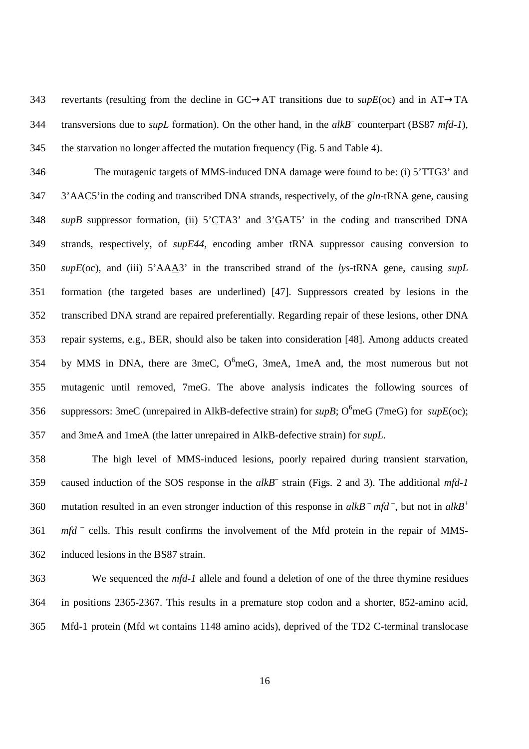revertants (resulting from the decline in GC→AT transitions due to *supE*(oc) and in AT→TA transversions due to *supL* formation). On the other hand, in the *alkB*$^{-}$ counterpart (BS87 *mfd-1*), the starvation no longer affected the mutation frequency (Fig. 5 and Table 4).

The mutagenic targets of MMS-induced DNA damage were found to be: (i) 5'TTG3' and 3'AAC5'in the coding and transcribed DNA strands, respectively, of the *gln*-tRNA gene, causing *supB* suppressor formation, (ii) 5'CTA3' and 3'GAT5' in the coding and transcribed DNA strands, respectively, of *supE44*, encoding amber tRNA suppressor causing conversion to *supE*(oc), and (iii) 5'AAA3' in the transcribed strand of the *lys*-tRNA gene, causing *supL* formation (the targeted bases are underlined) [47]. Suppressors created by lesions in the transcribed DNA strand are repaired preferentially. Regarding repair of these lesions, other DNA repair systems, e.g., BER, should also be taken into consideration [48]. Among adducts created by MMS in DNA, there are 3meC, O$^{6}$meG, 3meA, 1meA and, the most numerous but not mutagenic until removed, 7meG. The above analysis indicates the following sources of suppressors: 3meC (unrepaired in AlkB-defective strain) for *supB*; O$^{6}$meG (7meG) for *supE*(oc); and 3meA and 1meA (the latter unrepaired in AlkB-defective strain) for *supL*.

The high level of MMS-induced lesions, poorly repaired during transient starvation, caused induction of the SOS response in the *alkB*$^{-}$ strain (Figs. 2 and 3). The additional *mfd-1* mutation resulted in an even stronger induction of this response in *alkB*$^{-}$ *mfd*$^{-}$, but not in *alkB*$^{+}$ *mfd*$^{-}$ cells. This result confirms the involvement of the Mfd protein in the repair of MMS-induced lesions in the BS87 strain.

We sequenced the *mfd-1* allele and found a deletion of one of the three thymine residues in positions 2365-2367. This results in a premature stop codon and a shorter, 852-amino acid, Mfd-1 protein (Mfd wt contains 1148 amino acids), deprived of the TD2 C-terminal translocase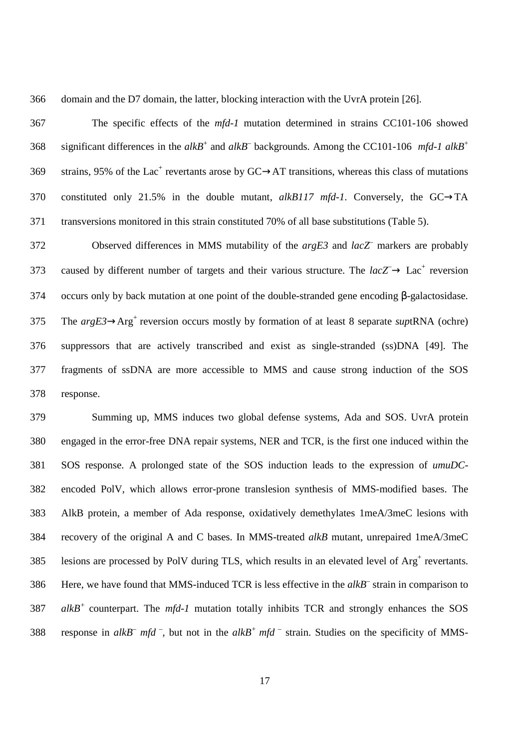domain and the D7 domain, the latter, blocking interaction with the UvrA protein [26].

The specific effects of the *mfd-1* mutation determined in strains CC101-106 showed significant differences in the *alkB*$^+$ and *alkB*$^-$ backgrounds. Among the CC101-106 *mfd-1 alkB*$^+$ strains, 95% of the Lac$^+$ revertants arose by GC→AT transitions, whereas this class of mutations constituted only 21.5% in the double mutant, *alkB117 mfd-1*. Conversely, the GC→TA transversions monitored in this strain constituted 70% of all base substitutions (Table 5).

Observed differences in MMS mutability of the *argE3* and *lacZ*$^-$ markers are probably caused by different number of targets and their various structure. The *lacZ*$^-$→ Lac$^+$ reversion occurs only by back mutation at one point of the double-stranded gene encoding β-galactosidase. The *argE3*→Arg$^+$ reversion occurs mostly by formation of at least 8 separate *sup*tRNA (ochre) suppressors that are actively transcribed and exist as single-stranded (ss)DNA [49]. The fragments of ssDNA are more accessible to MMS and cause strong induction of the SOS response.

Summing up, MMS induces two global defense systems, Ada and SOS. UvrA protein engaged in the error-free DNA repair systems, NER and TCR, is the first one induced within the SOS response. A prolonged state of the SOS induction leads to the expression of *umuDC*-encoded PolV, which allows error-prone translesion synthesis of MMS-modified bases. The AlkB protein, a member of Ada response, oxidatively demethylates 1meA/3meC lesions with recovery of the original A and C bases. In MMS-treated *alkB* mutant, unrepaired 1meA/3meC lesions are processed by PolV during TLS, which results in an elevated level of Arg$^+$ revertants. Here, we have found that MMS-induced TCR is less effective in the *alkB*$^-$ strain in comparison to *alkB*$^+$ counterpart. The *mfd-1* mutation totally inhibits TCR and strongly enhances the SOS response in *alkB*$^-$ *mfd*$^-$, but not in the *alkB*$^+$ *mfd*$^-$ strain. Studies on the specificity of MMS-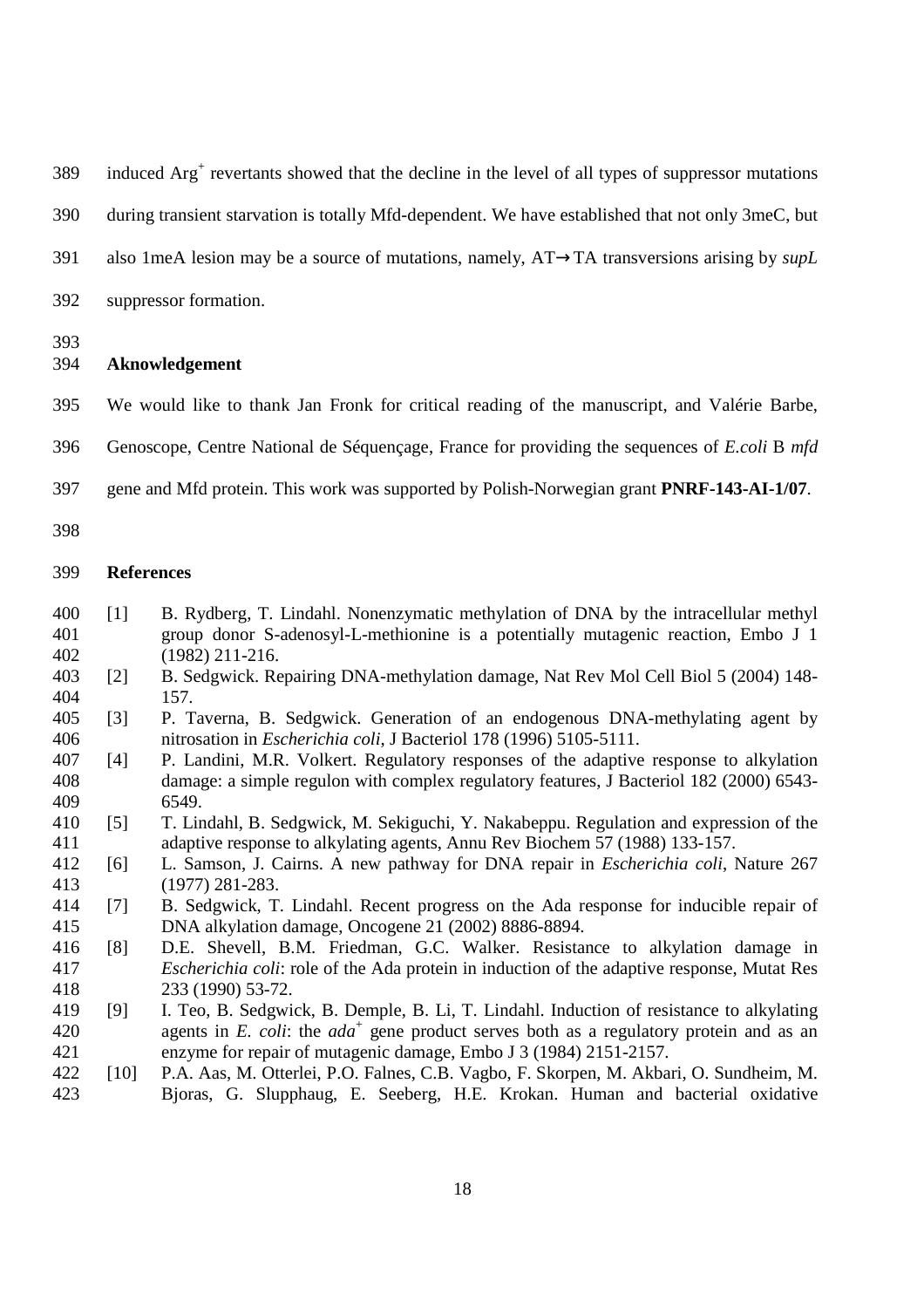induced $Arg^+$ revertants showed that the decline in the level of all types of suppressor mutations during transient starvation is totally Mfd-dependent. We have established that not only 3meC, but also 1meA lesion may be a source of mutations, namely, AT→TA transversions arising by *supL* suppressor formation.

## Aknowledgement

We would like to thank Jan Fronk for critical reading of the manuscript, and Valérie Barbe, Genoscope, Centre National de Séquençage, France for providing the sequences of *E.coli* B *mfd* gene and Mfd protein. This work was supported by Polish-Norwegian grant **PNRF-143-AI-1/07**.

## References

[1] B. Rydberg, T. Lindahl. Nonenzymatic methylation of DNA by the intracellular methyl group donor S-adenosyl-L-methionine is a potentially mutagenic reaction, Embo J 1 (1982) 211-216.

[2] B. Sedgwick. Repairing DNA-methylation damage, Nat Rev Mol Cell Biol 5 (2004) 148-157.

[3] P. Taverna, B. Sedgwick. Generation of an endogenous DNA-methylating agent by nitrosation in *Escherichia coli*, J Bacteriol 178 (1996) 5105-5111.

[4] P. Landini, M.R. Volkert. Regulatory responses of the adaptive response to alkylation damage: a simple regulon with complex regulatory features, J Bacteriol 182 (2000) 6543-6549.

[5] T. Lindahl, B. Sedgwick, M. Sekiguchi, Y. Nakabeppu. Regulation and expression of the adaptive response to alkylating agents, Annu Rev Biochem 57 (1988) 133-157.

[6] L. Samson, J. Cairns. A new pathway for DNA repair in *Escherichia coli*, Nature 267 (1977) 281-283.

[7] B. Sedgwick, T. Lindahl. Recent progress on the Ada response for inducible repair of DNA alkylation damage, Oncogene 21 (2002) 8886-8894.

[8] D.E. Shevell, B.M. Friedman, G.C. Walker. Resistance to alkylation damage in *Escherichia coli*: role of the Ada protein in induction of the adaptive response, Mutat Res 233 (1990) 53-72.

[9] I. Teo, B. Sedgwick, B. Demple, B. Li, T. Lindahl. Induction of resistance to alkylating agents in *E. coli*: the $ada^+$ gene product serves both as a regulatory protein and as an enzyme for repair of mutagenic damage, Embo J 3 (1984) 2151-2157.

[10] P.A. Aas, M. Otterlei, P.O. Falnes, C.B. Vagbo, F. Skorpen, M. Akbari, O. Sundheim, M. Bjoras, G. Slupphaug, E. Seeberg, H.E. Krokan. Human and bacterial oxidative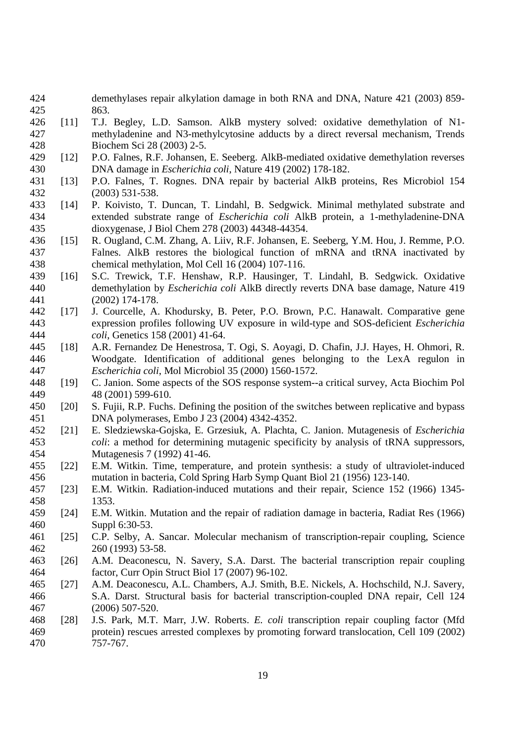demethylases repair alkylation damage in both RNA and DNA, Nature 421 (2003) 859-863.

[11] T.J. Begley, L.D. Samson. AlkB mystery solved: oxidative demethylation of N1-methyladenine and N3-methylcytosine adducts by a direct reversal mechanism, Trends Biochem Sci 28 (2003) 2-5.

[12] P.O. Falnes, R.F. Johansen, E. Seeberg. AlkB-mediated oxidative demethylation reverses DNA damage in *Escherichia coli*, Nature 419 (2002) 178-182.

[13] P.O. Falnes, T. Rognes. DNA repair by bacterial AlkB proteins, Res Microbiol 154 (2003) 531-538.

[14] P. Koivisto, T. Duncan, T. Lindahl, B. Sedgwick. Minimal methylated substrate and extended substrate range of *Escherichia coli* AlkB protein, a 1-methyladenine-DNA dioxygenase, J Biol Chem 278 (2003) 44348-44354.

[15] R. Ougland, C.M. Zhang, A. Liiv, R.F. Johansen, E. Seeberg, Y.M. Hou, J. Remme, P.O. Falnes. AlkB restores the biological function of mRNA and tRNA inactivated by chemical methylation, Mol Cell 16 (2004) 107-116.

[16] S.C. Trewick, T.F. Henshaw, R.P. Hausinger, T. Lindahl, B. Sedgwick. Oxidative demethylation by *Escherichia coli* AlkB directly reverts DNA base damage, Nature 419 (2002) 174-178.

[17] J. Courcelle, A. Khodursky, B. Peter, P.O. Brown, P.C. Hanawalt. Comparative gene expression profiles following UV exposure in wild-type and SOS-deficient *Escherichia coli*, Genetics 158 (2001) 41-64.

[18] A.R. Fernandez De Henestrosa, T. Ogi, S. Aoyagi, D. Chafin, J.J. Hayes, H. Ohmori, R. Woodgate. Identification of additional genes belonging to the LexA regulon in *Escherichia coli*, Mol Microbiol 35 (2000) 1560-1572.

[19] C. Janion. Some aspects of the SOS response system--a critical survey, Acta Biochim Pol 48 (2001) 599-610.

[20] S. Fujii, R.P. Fuchs. Defining the position of the switches between replicative and bypass DNA polymerases, Embo J 23 (2004) 4342-4352.

[21] E. Sledziewska-Gojska, E. Grzesiuk, A. Plachta, C. Janion. Mutagenesis of *Escherichia coli*: a method for determining mutagenic specificity by analysis of tRNA suppressors, Mutagenesis 7 (1992) 41-46.

[22] E.M. Witkin. Time, temperature, and protein synthesis: a study of ultraviolet-induced mutation in bacteria, Cold Spring Harb Symp Quant Biol 21 (1956) 123-140.

[23] E.M. Witkin. Radiation-induced mutations and their repair, Science 152 (1966) 1345-1353.

[24] E.M. Witkin. Mutation and the repair of radiation damage in bacteria, Radiat Res (1966) Suppl 6:30-53.

[25] C.P. Selby, A. Sancar. Molecular mechanism of transcription-repair coupling, Science 260 (1993) 53-58.

[26] A.M. Deaconescu, N. Savery, S.A. Darst. The bacterial transcription repair coupling factor, Curr Opin Struct Biol 17 (2007) 96-102.

[27] A.M. Deaconescu, A.L. Chambers, A.J. Smith, B.E. Nickels, A. Hochschild, N.J. Savery, S.A. Darst. Structural basis for bacterial transcription-coupled DNA repair, Cell 124 (2006) 507-520.

[28] J.S. Park, M.T. Marr, J.W. Roberts. *E. coli* transcription repair coupling factor (Mfd protein) rescues arrested complexes by promoting forward translocation, Cell 109 (2002) 757-767.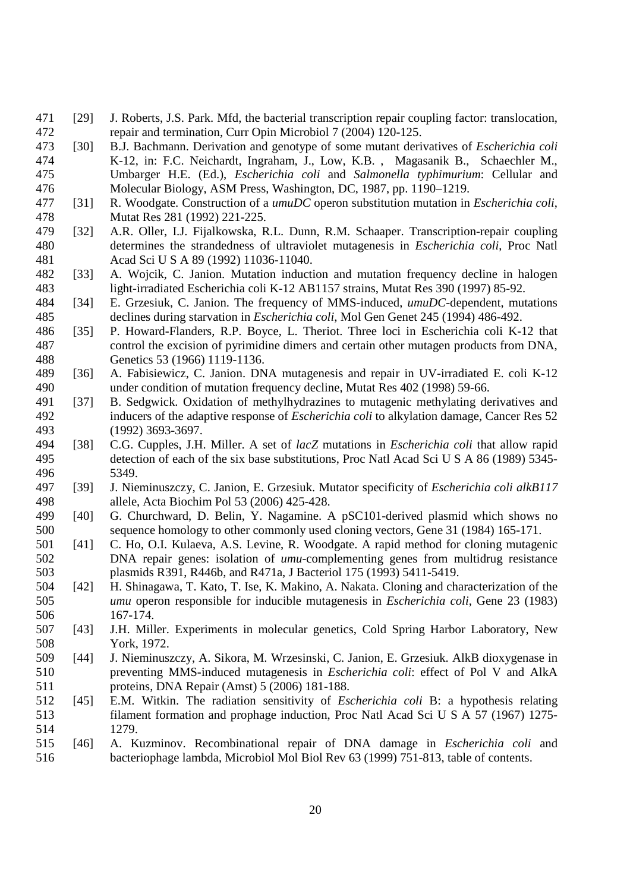[29] J. Roberts, J.S. Park. Mfd, the bacterial transcription repair coupling factor: translocation, repair and termination, Curr Opin Microbiol 7 (2004) 120-125.

[30] B.J. Bachmann. Derivation and genotype of some mutant derivatives of *Escherichia coli* K-12, in: F.C. Neichardt, Ingraham, J., Low, K.B. , Magasanik B., Schaechler M., Umbarger H.E. (Ed.), *Escherichia coli* and *Salmonella typhimurium*: Cellular and Molecular Biology, ASM Press, Washington, DC, 1987, pp. 1190–1219.

[31] R. Woodgate. Construction of a *umuDC* operon substitution mutation in *Escherichia coli*, Mutat Res 281 (1992) 221-225.

[32] A.R. Oller, I.J. Fijalkowska, R.L. Dunn, R.M. Schaaper. Transcription-repair coupling determines the strandedness of ultraviolet mutagenesis in *Escherichia coli*, Proc Natl Acad Sci U S A 89 (1992) 11036-11040.

[33] A. Wojcik, C. Janion. Mutation induction and mutation frequency decline in halogen light-irradiated Escherichia coli K-12 AB1157 strains, Mutat Res 390 (1997) 85-92.

[34] E. Grzesiuk, C. Janion. The frequency of MMS-induced, *umuDC*-dependent, mutations declines during starvation in *Escherichia coli*, Mol Gen Genet 245 (1994) 486-492.

[35] P. Howard-Flanders, R.P. Boyce, L. Theriot. Three loci in Escherichia coli K-12 that control the excision of pyrimidine dimers and certain other mutagen products from DNA, Genetics 53 (1966) 1119-1136.

[36] A. Fabisiewicz, C. Janion. DNA mutagenesis and repair in UV-irradiated E. coli K-12 under condition of mutation frequency decline, Mutat Res 402 (1998) 59-66.

[37] B. Sedgwick. Oxidation of methylhydrazines to mutagenic methylating derivatives and inducers of the adaptive response of *Escherichia coli* to alkylation damage, Cancer Res 52 (1992) 3693-3697.

[38] C.G. Cupples, J.H. Miller. A set of *lacZ* mutations in *Escherichia coli* that allow rapid detection of each of the six base substitutions, Proc Natl Acad Sci U S A 86 (1989) 5345-5349.

[39] J. Nieminuszczy, C. Janion, E. Grzesiuk. Mutator specificity of *Escherichia coli alkB117* allele, Acta Biochim Pol 53 (2006) 425-428.

[40] G. Churchward, D. Belin, Y. Nagamine. A pSC101-derived plasmid which shows no sequence homology to other commonly used cloning vectors, Gene 31 (1984) 165-171.

[41] C. Ho, O.I. Kulaeva, A.S. Levine, R. Woodgate. A rapid method for cloning mutagenic DNA repair genes: isolation of *umu*-complementing genes from multidrug resistance plasmids R391, R446b, and R471a, J Bacteriol 175 (1993) 5411-5419.

[42] H. Shinagawa, T. Kato, T. Ise, K. Makino, A. Nakata. Cloning and characterization of the *umu* operon responsible for inducible mutagenesis in *Escherichia coli*, Gene 23 (1983) 167-174.

[43] J.H. Miller. Experiments in molecular genetics, Cold Spring Harbor Laboratory, New York, 1972.

[44] J. Nieminuszczy, A. Sikora, M. Wrzesinski, C. Janion, E. Grzesiuk. AlkB dioxygenase in preventing MMS-induced mutagenesis in *Escherichia coli*: effect of Pol V and AlkA proteins, DNA Repair (Amst) 5 (2006) 181-188.

[45] E.M. Witkin. The radiation sensitivity of *Escherichia coli* B: a hypothesis relating filament formation and prophage induction, Proc Natl Acad Sci U S A 57 (1967) 1275-1279.

[46] A. Kuzminov. Recombinational repair of DNA damage in *Escherichia coli* and bacteriophage lambda, Microbiol Mol Biol Rev 63 (1999) 751-813, table of contents.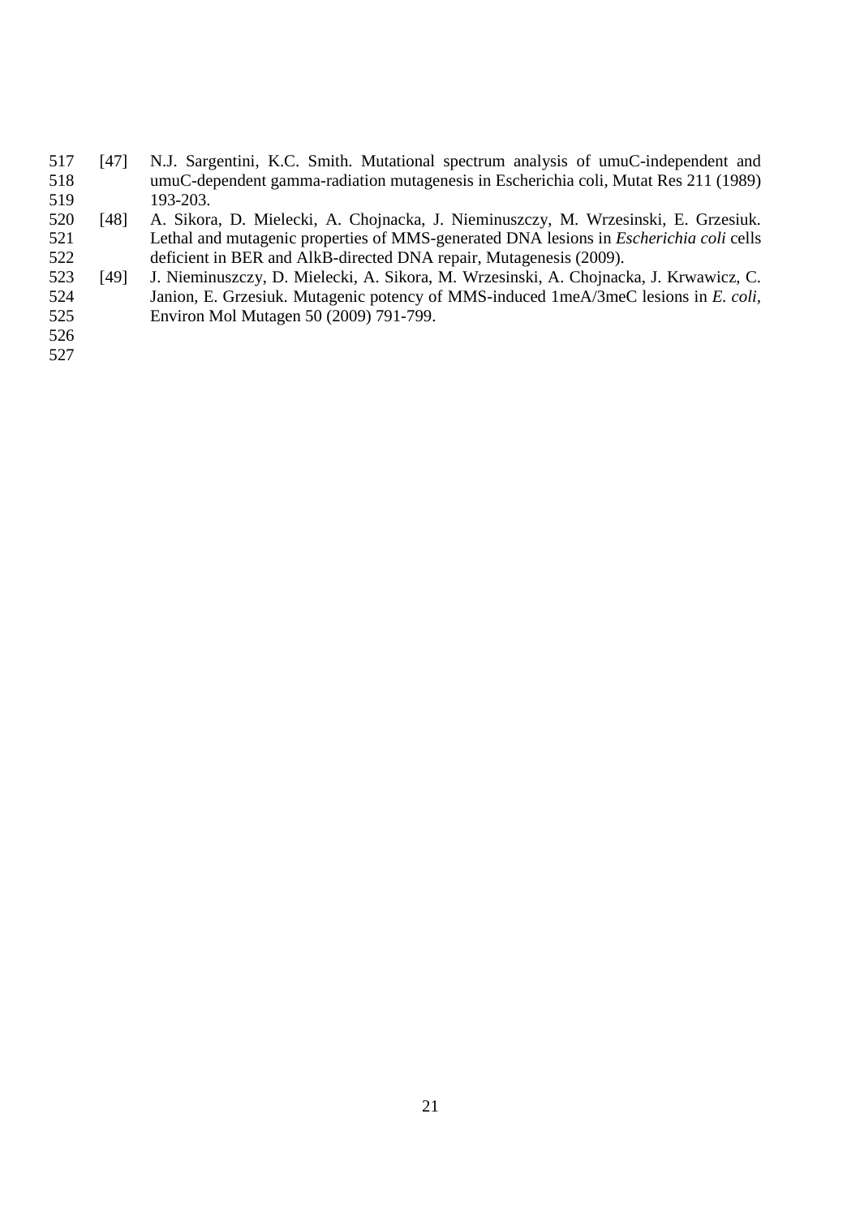[47] N.J. Sargentini, K.C. Smith. Mutational spectrum analysis of umuC-independent and umuC-dependent gamma-radiation mutagenesis in Escherichia coli, Mutat Res 211 (1989) 193-203.

[48] A. Sikora, D. Mielecki, A. Chojnacka, J. Nieminuszczy, M. Wrzesinski, E. Grzesiuk. Lethal and mutagenic properties of MMS-generated DNA lesions in *Escherichia coli* cells deficient in BER and AlkB-directed DNA repair, Mutagenesis (2009).

[49] J. Nieminuszczy, D. Mielecki, A. Sikora, M. Wrzesinski, A. Chojnacka, J. Krwawicz, C. Janion, E. Grzesiuk. Mutagenic potency of MMS-induced 1meA/3meC lesions in *E. coli*, Environ Mol Mutagen 50 (2009) 791-799.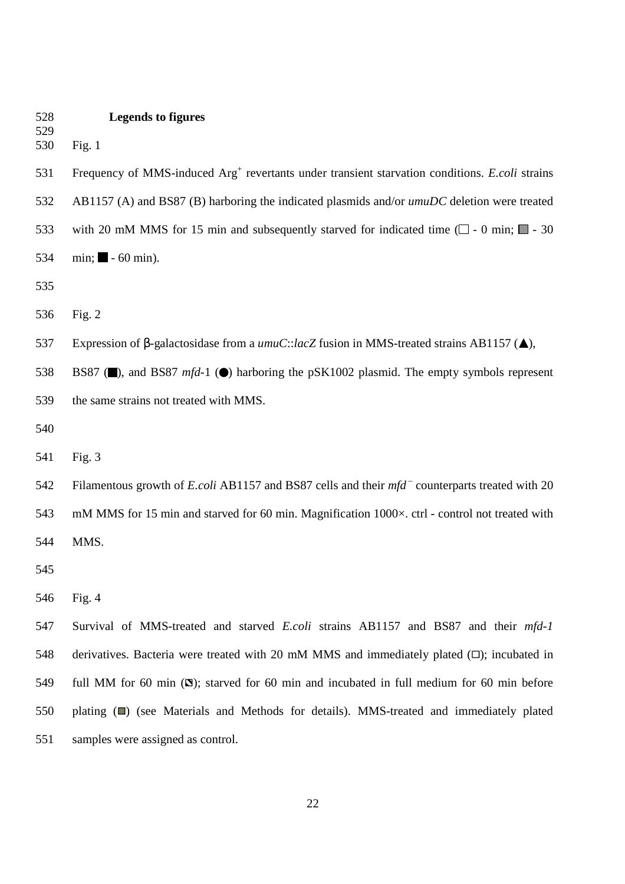**Legends to figures**

Fig. 1

Frequency of MMS-induced $Arg^+$ revertants under transient starvation conditions. *E.coli* strains AB1157 (A) and BS87 (B) harboring the indicated plasmids and/or *umuDC* deletion were treated with 20 mM MMS for 15 min and subsequently starved for indicated time (□ - 0 min; ▒ - 30 min; ■ - 60 min).

Fig. 2

Expression of β-galactosidase from a *umuC*::*lacZ* fusion in MMS-treated strains AB1157 (▲), BS87 (■), and BS87 *mfd*-1 (●) harboring the pSK1002 plasmid. The empty symbols represent the same strains not treated with MMS.

Fig. 3

Filamentous growth of *E.coli* AB1157 and BS87 cells and their *mfd*$^-$ counterparts treated with 20 mM MMS for 15 min and starved for 60 min. Magnification 1000×. ctrl - control not treated with MMS.

Fig. 4

Survival of MMS-treated and starved *E.coli* strains AB1157 and BS87 and their *mfd-1* derivatives. Bacteria were treated with 20 mM MMS and immediately plated (□); incubated in full MM for 60 min (▧); starved for 60 min and incubated in full medium for 60 min before plating (▩) (see Materials and Methods for details). MMS-treated and immediately plated samples were assigned as control.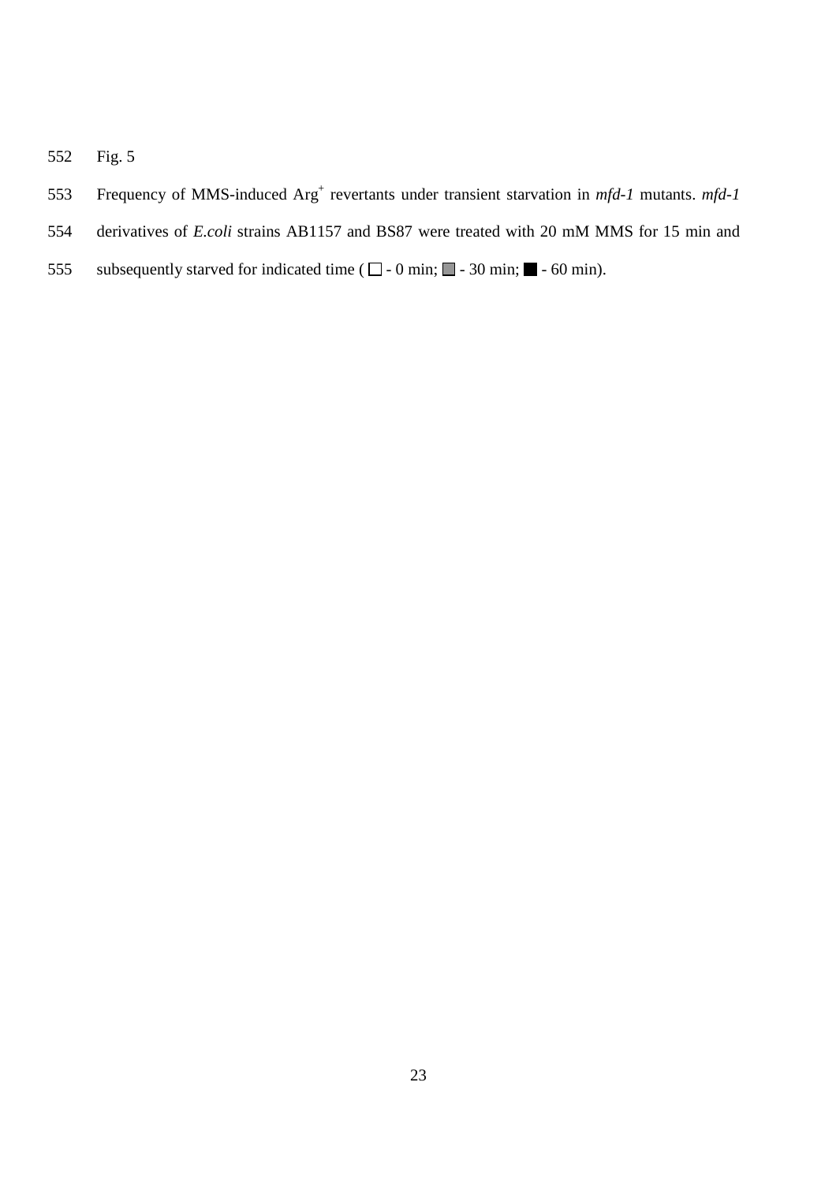Fig. 5

Frequency of MMS-induced $Arg^+$ revertants under transient starvation in *mfd-1* mutants. *mfd-1* derivatives of *E.coli* strains AB1157 and BS87 were treated with 20 mM MMS for 15 min and subsequently starved for indicated time ( □ - 0 min; ■ - 30 min; ■ - 60 min).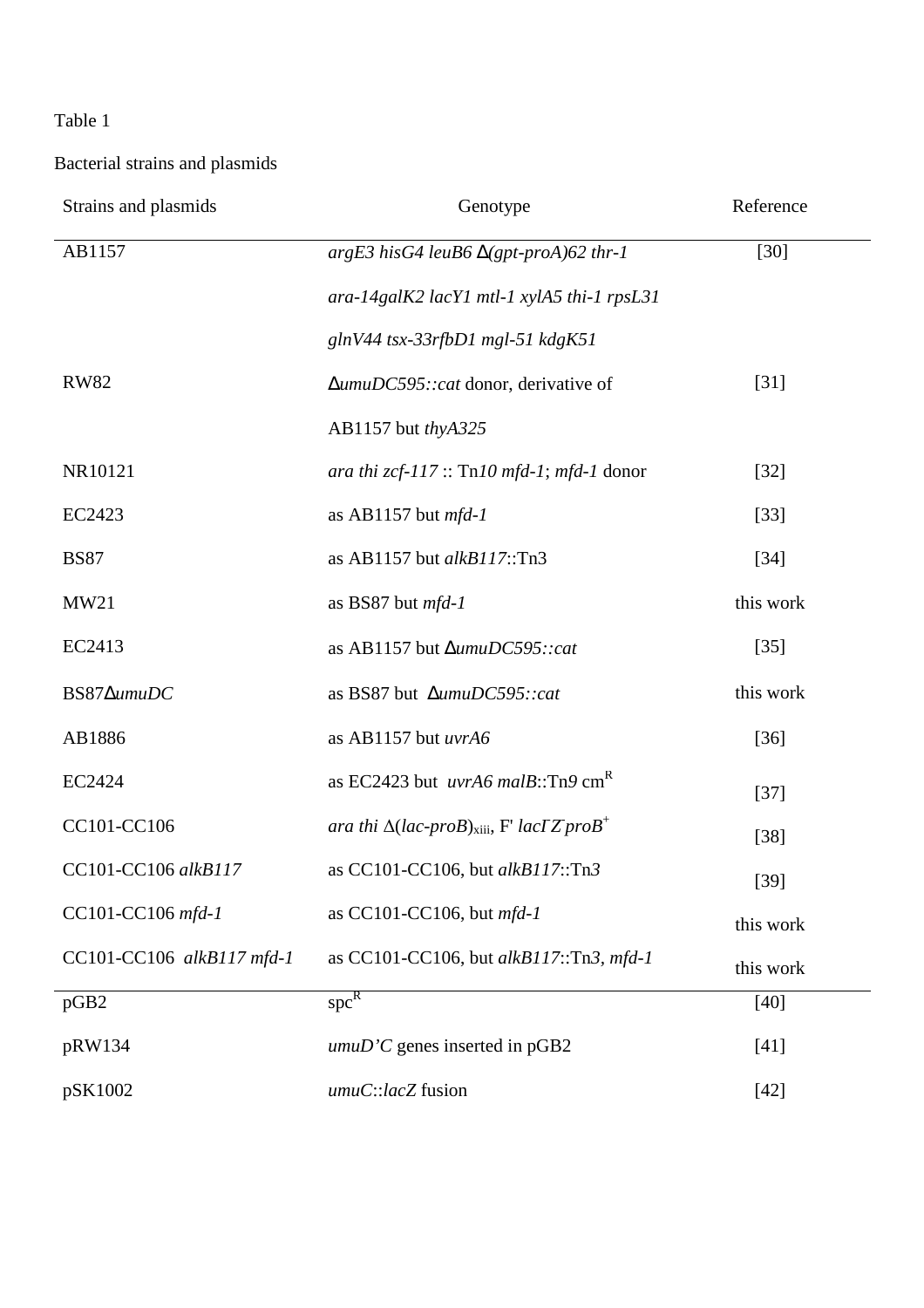Table 1

Bacterial strains and plasmids

| Strains and plasmids | Genotype | Reference |
|---|---|---|
| AB1157 | *argE3 hisG4 leuB6 Δ(gpt-proA)62 thr-1 ara-14galK2 lacY1 mtl-1 xylA5 thi-1 rpsL31 glnV44 tsx-33rfbD1 mgl-51 kdgK51* | [30] |
| RW82 | *ΔumuDC595::cat* donor, derivative of AB1157 but *thyA325* | [31] |
| NR10121 | *ara thi zcf-117* :: Tn*10 mfd-1*; *mfd-1* donor | [32] |
| EC2423 | as AB1157 but *mfd-1* | [33] |
| BS87 | as AB1157 but *alkB117*::Tn3 | [34] |
| MW21 | as BS87 but *mfd-1* | this work |
| EC2413 | as AB1157 but *ΔumuDC595::cat* | [35] |
| BS87*ΔumuDC* | as BS87 but *ΔumuDC595::cat* | this work |
| AB1886 | as AB1157 but *uvrA6* | [36] |
| EC2424 | as EC2423 but *uvrA6 malB*::Tn*9* cm$^R$ | [37] |
| CC101-CC106 | *ara thi* Δ(*lac-proB*)$_{xiii}$, F' *lacI$^-$Z$^-$proB$^+$* | [38] |
| CC101-CC106 *alkB117* | as CC101-CC106, but *alkB117*::Tn*3* | [39] |
| CC101-CC106 *mfd-1* | as CC101-CC106, but *mfd-1* | this work |
| CC101-CC106 *alkB117 mfd-1* | as CC101-CC106, but *alkB117*::Tn*3*, *mfd-1* | this work |
| pGB2 | spc$^R$ | [40] |
| pRW134 | *umuD'C* genes inserted in pGB2 | [41] |
| pSK1002 | *umuC*::*lacZ* fusion | [42] |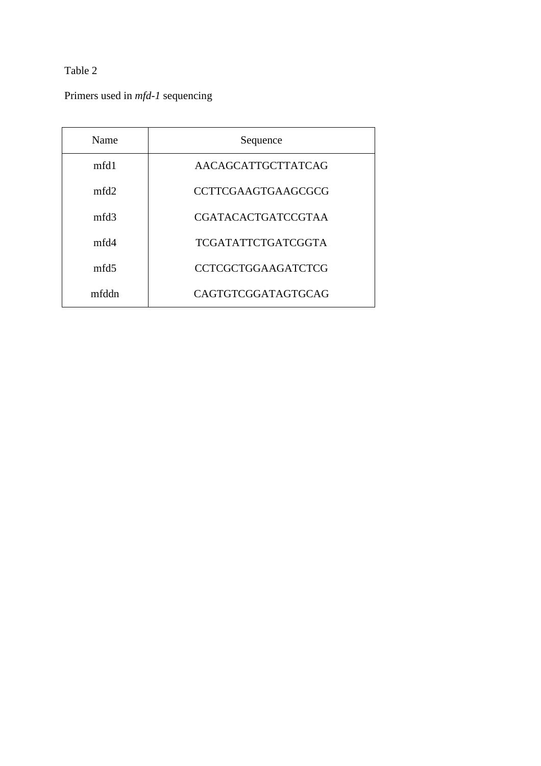Table 2

Primers used in *mfd-1* sequencing

| Name | Sequence |
| --- | --- |
| mfd1 | AACAGCATTGCTTATCAG |
| mfd2 | CCTTCGAAGTGAAGCGCG |
| mfd3 | CGATACACTGATCCGTAA |
| mfd4 | TCGATATTCTGATCGGTA |
| mfd5 | CCTCGCTGGAAGATCTCG |
| mfddn | CAGTGTCGGATAGTGCAG |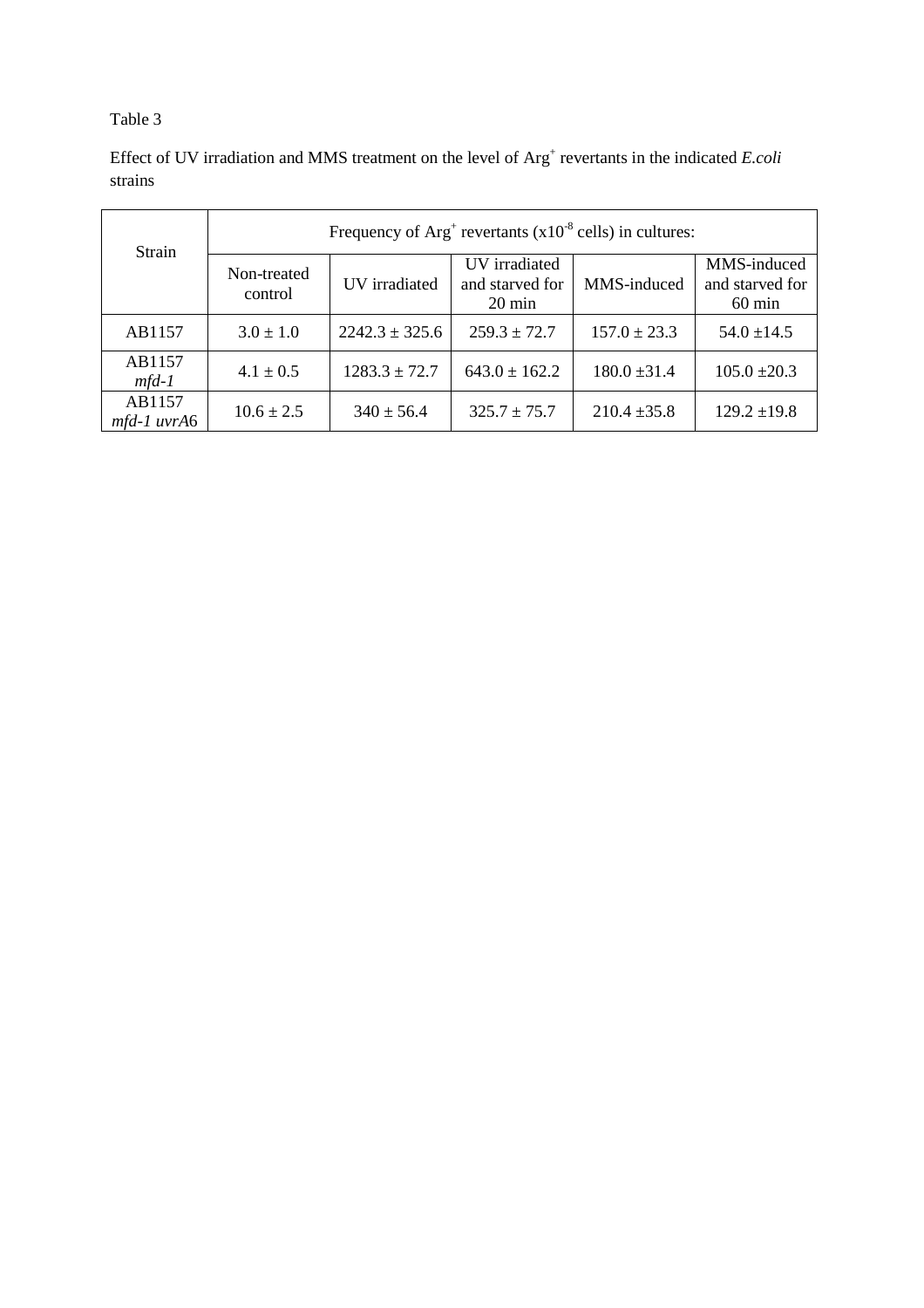Table 3

Effect of UV irradiation and MMS treatment on the level of $Arg^+$ revertants in the indicated *E.coli* strains

| Strain | Frequency of $Arg^+$ revertants ($x10^{-8}$ cells) in cultures: | | | | |
|---|---|---|---|---|---|
| | Non-treated control | UV irradiated | UV irradiated and starved for 20 min | MMS-induced | MMS-induced and starved for 60 min |
| AB1157 | 3.0 ± 1.0 | 2242.3 ± 325.6 | 259.3 ± 72.7 | 157.0 ± 23.3 | 54.0 ±14.5 |
| AB1157 *mfd-1* | 4.1 ± 0.5 | 1283.3 ± 72.7 | 643.0 ± 162.2 | 180.0 ±31.4 | 105.0 ±20.3 |
| AB1157 *mfd-1 uvrA*6 | 10.6 ± 2.5 | 340 ± 56.4 | 325.7 ± 75.7 | 210.4 ±35.8 | 129.2 ±19.8 |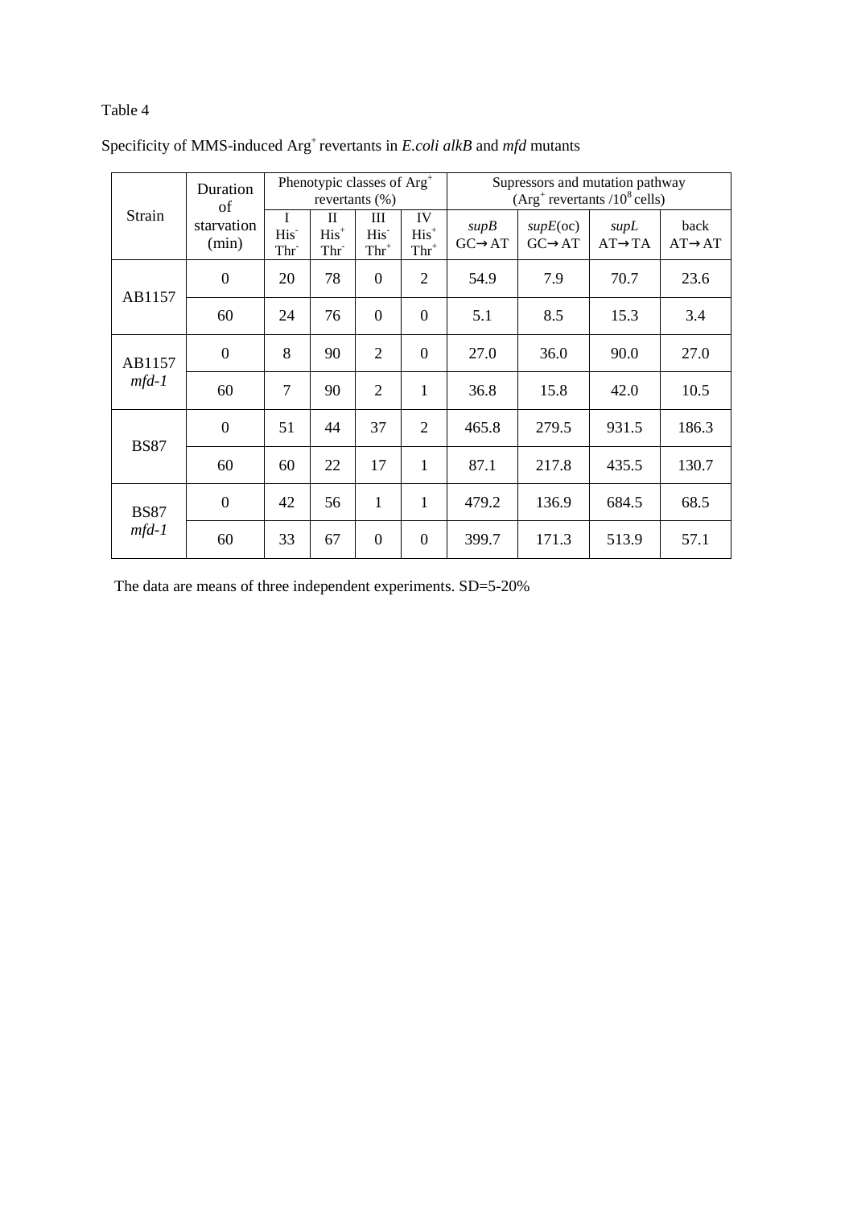Table 4

Specificity of MMS-induced $Arg^{+}$ revertants in *E.coli alkB* and *mfd* mutants

| Strain | Duration of starvation (min) | Phenotypic classes of $Arg^{+}$ revertants (%) | | | | Supressors and mutation pathway ($Arg^{+}$ revertants /$10^{8}$ cells) | | | |
|---|---|---|---|---|---|---|---|---|---|
| | | I $His^{-}$ $Thr^{-}$ | II $His^{+}$ $Thr^{-}$ | III $His^{-}$ $Thr^{+}$ | IV $His^{+}$ $Thr^{+}$ | *supB* GC→AT | *supE*(oc) GC→AT | *supL* AT→TA | back AT→AT |
| AB1157 | 0 | 20 | 78 | 0 | 2 | 54.9 | 7.9 | 70.7 | 23.6 |
| | 60 | 24 | 76 | 0 | 0 | 5.1 | 8.5 | 15.3 | 3.4 |
| AB1157 *mfd-1* | 0 | 8 | 90 | 2 | 0 | 27.0 | 36.0 | 90.0 | 27.0 |
| | 60 | 7 | 90 | 2 | 1 | 36.8 | 15.8 | 42.0 | 10.5 |
| BS87 | 0 | 51 | 44 | 37 | 2 | 465.8 | 279.5 | 931.5 | 186.3 |
| | 60 | 60 | 22 | 17 | 1 | 87.1 | 217.8 | 435.5 | 130.7 |
| BS87 *mfd-1* | 0 | 42 | 56 | 1 | 1 | 479.2 | 136.9 | 684.5 | 68.5 |
| | 60 | 33 | 67 | 0 | 0 | 399.7 | 171.3 | 513.9 | 57.1 |

The data are means of three independent experiments. SD=5-20%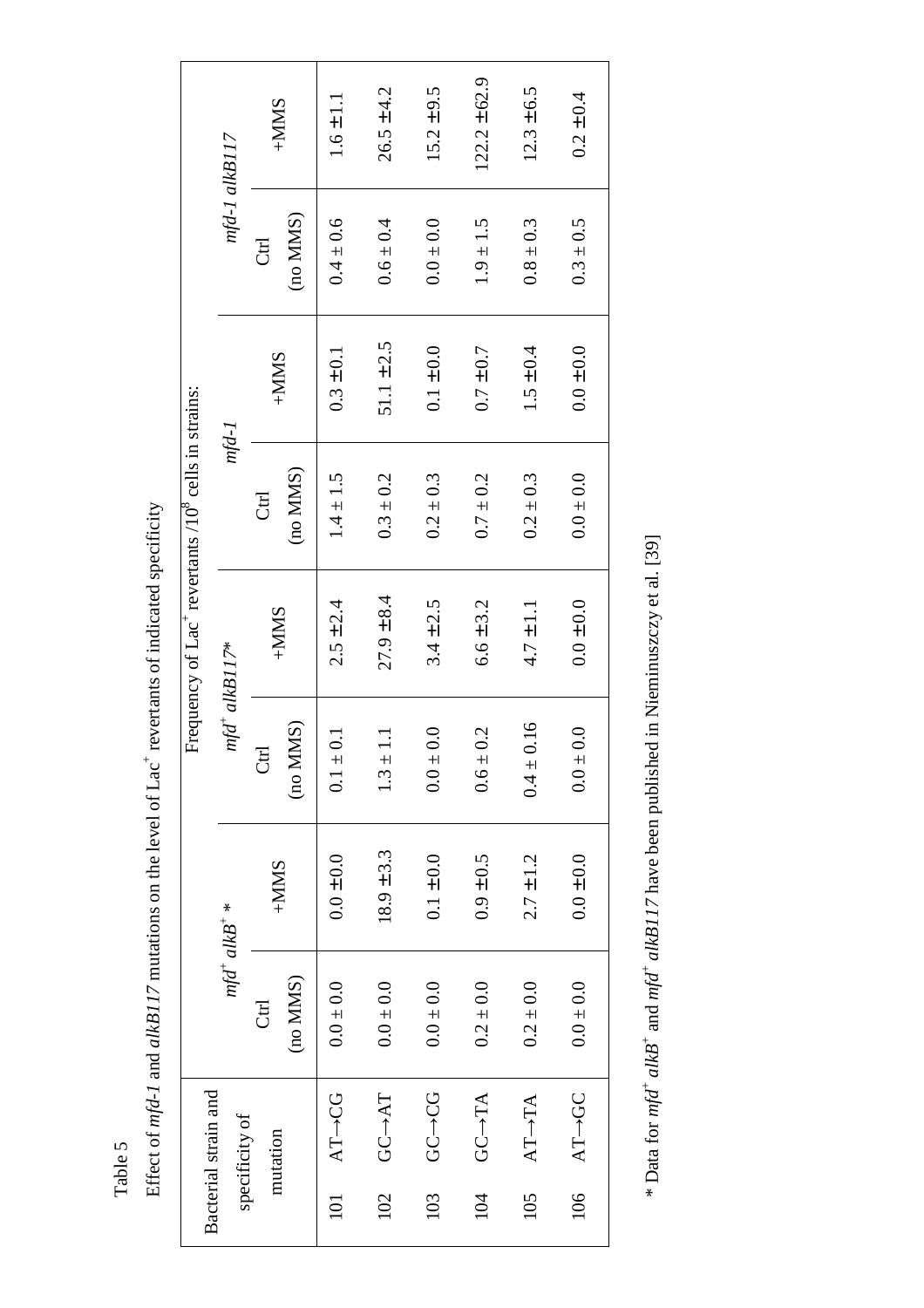Table 5

Effect of *mfd-1* and *alkB117* mutations on the level of $Lac^+$ revertants of indicated specificity

| Bacterial strain and specificity of mutation | | Frequency of $Lac^+$ revertants /$10^8$ cells in strains: | | | | | | | |
|---|---|---|---|---|---|---|---|---|---|
| | | *mfd*$^+$ *alkB*$^+$ * | | *mfd*$^+$ *alkB117** | | *mfd-1* | | *mfd-1 alkB117* | |
| | | Ctrl (no MMS) | +MMS | Ctrl (no MMS) | +MMS | Ctrl (no MMS) | +MMS | Ctrl (no MMS) | +MMS |
| 101 | AT→CG | 0.0 ± 0.0 | 0.0 ±0.0 | 0.1 ± 0.1 | 2.5 ±2.4 | 1.4 ± 1.5 | 0.3 ±0.1 | 0.4 ± 0.6 | 1.6 ±1.1 |
| 102 | GC→AT | 0.0 ± 0.0 | 18.9 ±3.3 | 1.3 ± 1.1 | 27.9 ±8.4 | 0.3 ± 0.2 | 51.1 ±2.5 | 0.6 ± 0.4 | 26.5 ±4.2 |
| 103 | GC→CG | 0.0 ± 0.0 | 0.1 ±0.0 | 0.0 ± 0.0 | 3.4 ±2.5 | 0.2 ± 0.3 | 0.1 ±0.0 | 0.0 ± 0.0 | 15.2 ±9.5 |
| 104 | GC→TA | 0.2 ± 0.0 | 0.9 ±0.5 | 0.6 ± 0.2 | 6.6 ±3.2 | 0.7 ± 0.2 | 0.7 ±0.7 | 1.9 ± 1.5 | 122.2 ±62.9 |
| 105 | AT→TA | 0.2 ± 0.0 | 2.7 ±1.2 | 0.4 ± 0.16 | 4.7 ±1.1 | 0.2 ± 0.3 | 1.5 ±0.4 | 0.8 ± 0.3 | 12.3 ±6.5 |
| 106 | AT→GC | 0.0 ± 0.0 | 0.0 ±0.0 | 0.0 ± 0.0 | 0.0 ±0.0 | 0.0 ± 0.0 | 0.0 ±0.0 | 0.3 ± 0.5 | 0.2 ±0.4 |

\* Data for *mfd*$^+$ *alkB*$^+$ and *mfd*$^+$ *alkB117* have been published in Nieminuszczy et al. [39]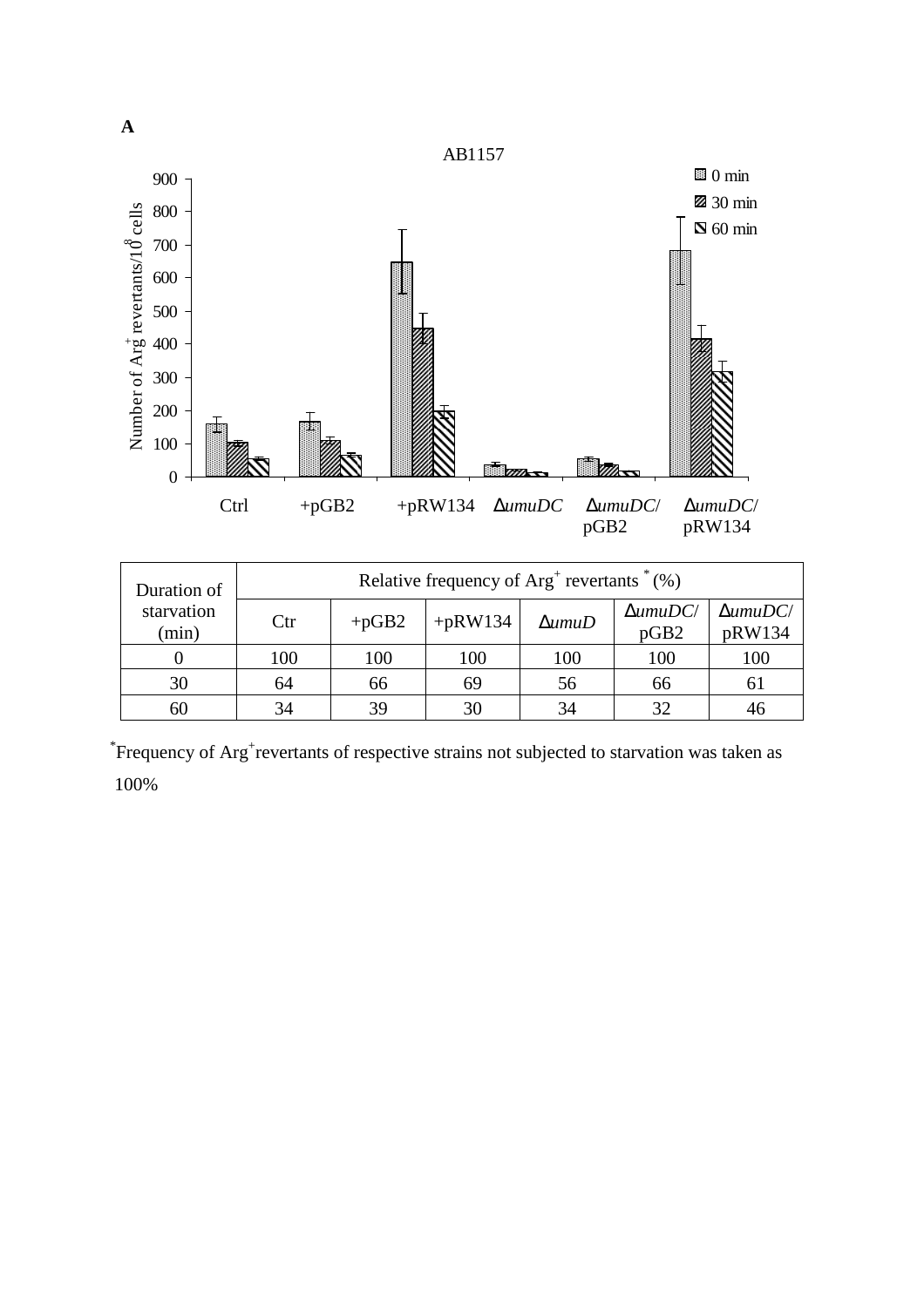**A**

AB1157

| Duration of starvation (min) | Relative frequency of $Arg^+$ revertants * (%) | | | | | |
|---|---|---|---|---|---|---|
| | Ctr | +pGB2 | +pRW134 | Δ*umuD* | Δ*umuDC*/ pGB2 | Δ*umuDC*/ pRW134 |
| 0 | 100 | 100 | 100 | 100 | 100 | 100 |
| 30 | 64 | 66 | 69 | 56 | 66 | 61 |
| 60 | 34 | 39 | 30 | 34 | 32 | 46 |

*Frequency of $Arg^+$ revertants of respective strains not subjected to starvation was taken as 100%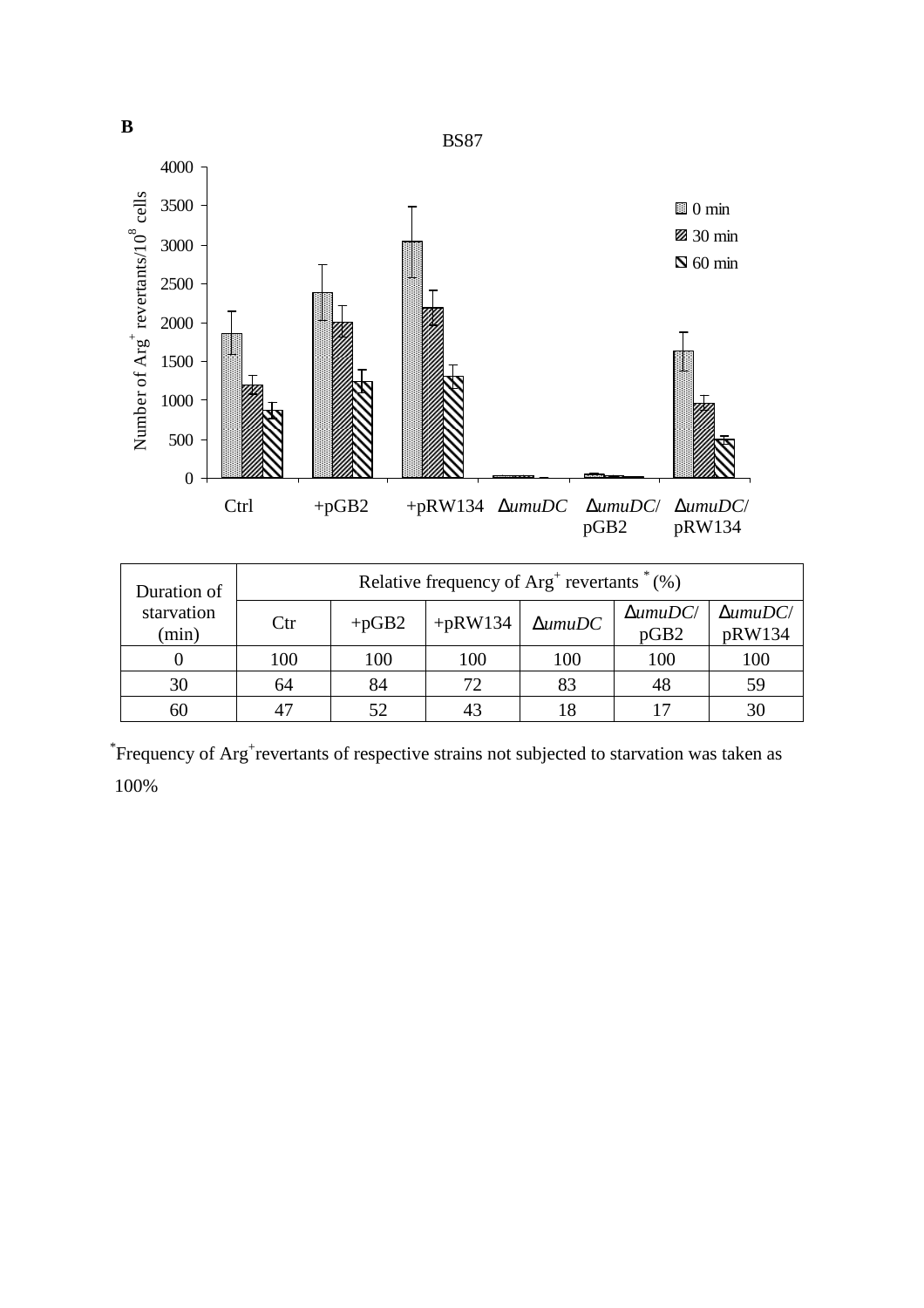**B**

BS87

| Duration of starvation (min) | Relative frequency of $Arg^+$ revertants * (%) | | | | | |
|---|---|---|---|---|---|---|
| | Ctr | +pGB2 | +pRW134 | Δ*umuDC* | Δ*umuDC*/ pGB2 | Δ*umuDC*/ pRW134 |
| 0 | 100 | 100 | 100 | 100 | 100 | 100 |
| 30 | 64 | 84 | 72 | 83 | 48 | 59 |
| 60 | 47 | 52 | 43 | 18 | 17 | 30 |

*Frequency of $Arg^+$ revertants of respective strains not subjected to starvation was taken as 100%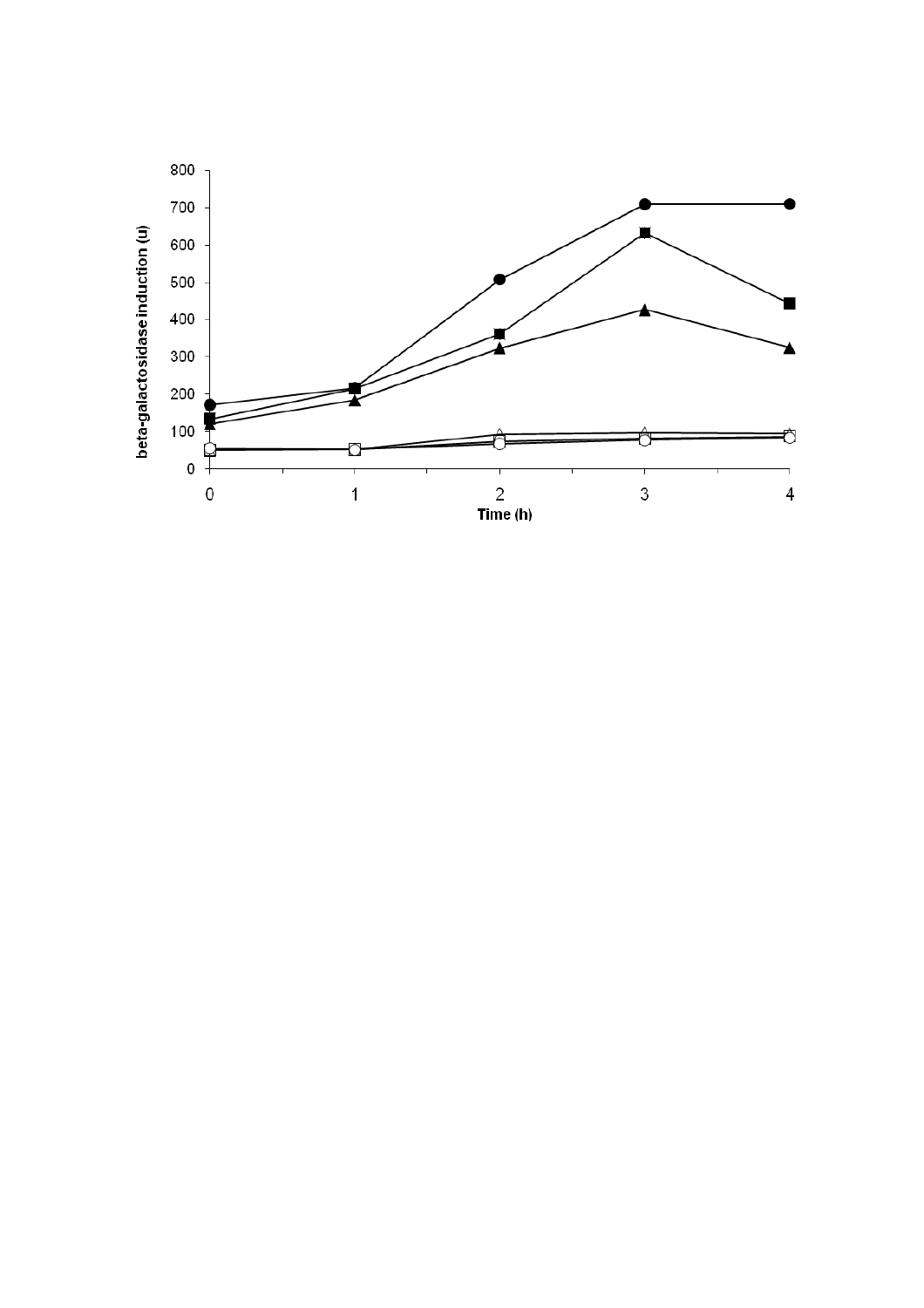beta-galactosidase induction (u)

Time (h)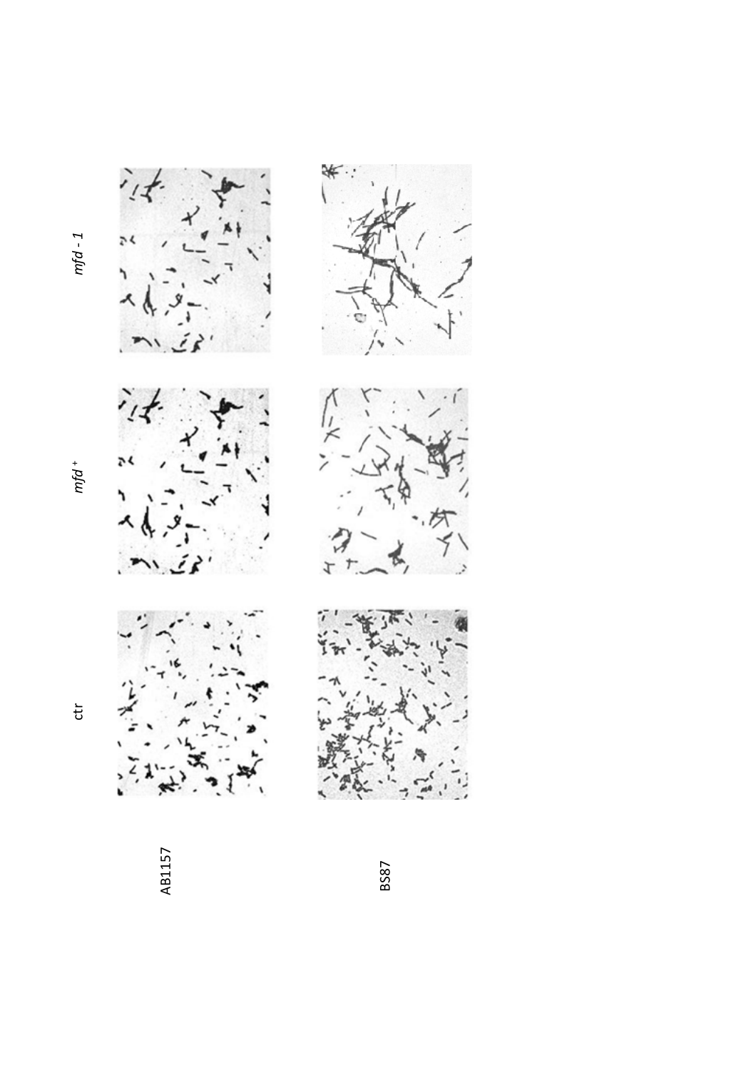ctr

*mfd*$^+$

*mfd - 1*

AB1157

BS87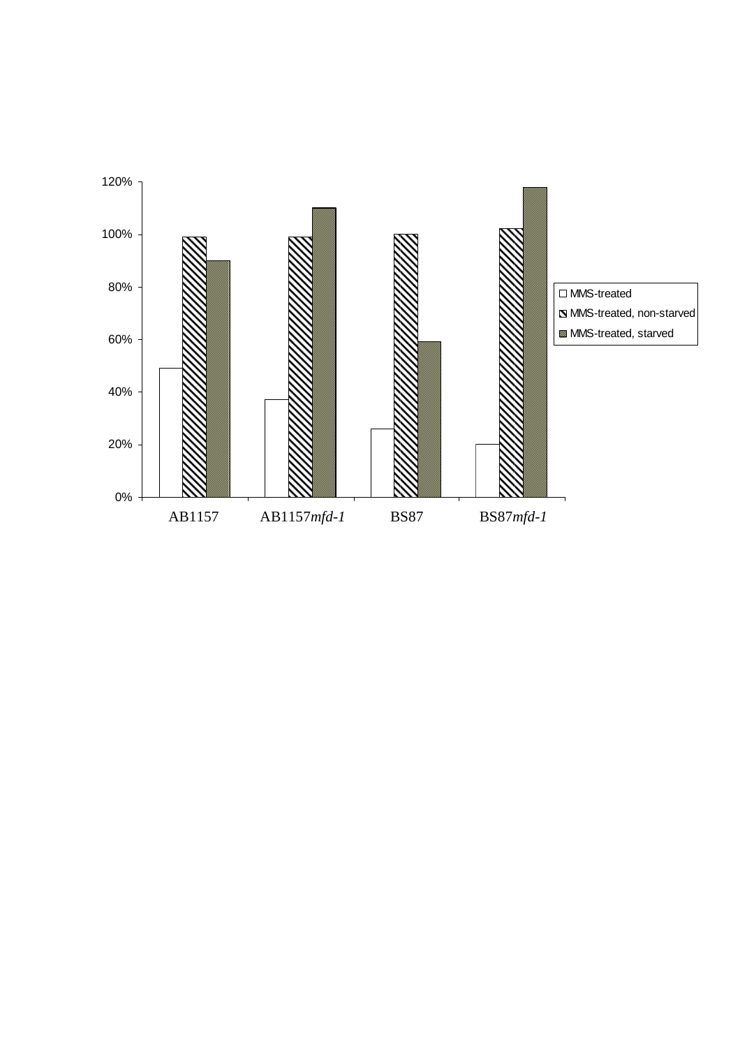120%

100%

80%

60%

40%

20%

0%

AB1157 | AB1157*mfd-1* | BS87 | BS87*mfd-1*

□ MMS-treated

▧ MMS-treated, non-starved

▩ MMS-treated, starved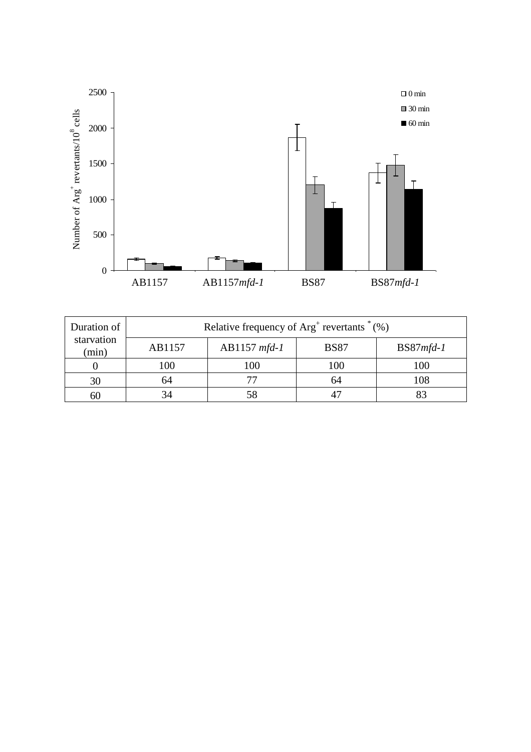2500

2000

1500

1000

500

0

Number of Arg$^{+}$ revertants/$10^{8}$ cells

□ 0 min

■ 30 min

■ 60 min

AB1157

AB1157*mfd-1*

BS87

BS87*mfd-1*

| Duration of starvation (min) | Relative frequency of Arg$^{+}$ revertants $^{*}$ (%) | | | |
|---|---|---|---|---|
| | AB1157 | AB1157 *mfd-1* | BS87 | BS87*mfd-1* |
| 0 | 100 | 100 | 100 | 100 |
| 30 | 64 | 77 | 64 | 108 |
| 60 | 34 | 58 | 47 | 83 |